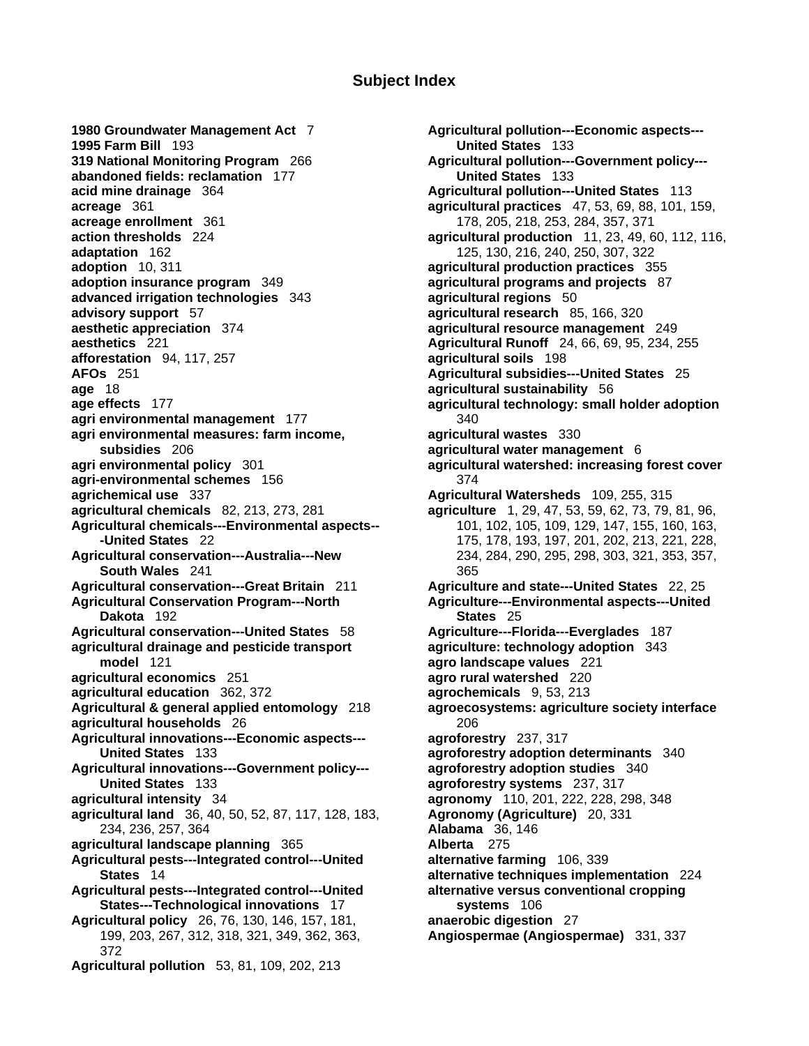# Subject Index

**1980 Groundwater Management Act** 7
**1995 Farm Bill** 193
**319 National Monitoring Program** 266
**abandoned fields: reclamation** 177
**acid mine drainage** 364
**acreage** 361
**acreage enrollment** 361
**action thresholds** 224
**adaptation** 162
**adoption** 10, 311
**adoption insurance program** 349
**advanced irrigation technologies** 343
**advisory support** 57
**aesthetic appreciation** 374
**aesthetics** 221
**afforestation** 94, 117, 257
**AFOs** 251
**age** 18
**age effects** 177
**agri environmental management** 177
**agri environmental measures: farm income, subsidies** 206
**agri environmental policy** 301
**agri-environmental schemes** 156
**agrichemical use** 337
**agricultural chemicals** 82, 213, 273, 281
**Agricultural chemicals---Environmental aspects---United States** 22
**Agricultural conservation---Australia---New South Wales** 241
**Agricultural conservation---Great Britain** 211
**Agricultural Conservation Program---North Dakota** 192
**Agricultural conservation---United States** 58
**agricultural drainage and pesticide transport model** 121
**agricultural economics** 251
**agricultural education** 362, 372
**Agricultural & general applied entomology** 218
**agricultural households** 26
**Agricultural innovations---Economic aspects---United States** 133
**Agricultural innovations---Government policy---United States** 133
**agricultural intensity** 34
**agricultural land** 36, 40, 50, 52, 87, 117, 128, 183, 234, 236, 257, 364
**agricultural landscape planning** 365
**Agricultural pests---Integrated control---United States** 14
**Agricultural pests---Integrated control---United States---Technological innovations** 17
**Agricultural policy** 26, 76, 130, 146, 157, 181, 199, 203, 267, 312, 318, 321, 349, 362, 363, 372
**Agricultural pollution** 53, 81, 109, 202, 213
**Agricultural pollution---Economic aspects---United States** 133
**Agricultural pollution---Government policy---United States** 133
**Agricultural pollution---United States** 113
**agricultural practices** 47, 53, 69, 88, 101, 159, 178, 205, 218, 253, 284, 357, 371
**agricultural production** 11, 23, 49, 60, 112, 116, 125, 130, 216, 240, 250, 307, 322
**agricultural production practices** 355
**agricultural programs and projects** 87
**agricultural regions** 50
**agricultural research** 85, 166, 320
**agricultural resource management** 249
**Agricultural Runoff** 24, 66, 69, 95, 234, 255
**agricultural soils** 198
**Agricultural subsidies---United States** 25
**agricultural sustainability** 56
**agricultural technology: small holder adoption** 340
**agricultural wastes** 330
**agricultural water management** 6
**agricultural watershed: increasing forest cover** 374
**Agricultural Watersheds** 109, 255, 315
**agriculture** 1, 29, 47, 53, 59, 62, 73, 79, 81, 96, 101, 102, 105, 109, 129, 147, 155, 160, 163, 175, 178, 193, 197, 201, 202, 213, 221, 228, 234, 284, 290, 295, 298, 303, 321, 353, 357, 365
**Agriculture and state---United States** 22, 25
**Agriculture---Environmental aspects---United States** 25
**Agriculture---Florida---Everglades** 187
**agriculture: technology adoption** 343
**agro landscape values** 221
**agro rural watershed** 220
**agrochemicals** 9, 53, 213
**agroecosystems: agriculture society interface** 206
**agroforestry** 237, 317
**agroforestry adoption determinants** 340
**agroforestry adoption studies** 340
**agroforestry systems** 237, 317
**agronomy** 110, 201, 222, 228, 298, 348
**Agronomy (Agriculture)** 20, 331
**Alabama** 36, 146
**Alberta** 275
**alternative farming** 106, 339
**alternative techniques implementation** 224
**alternative versus conventional cropping systems** 106
**anaerobic digestion** 27
**Angiospermae (Angiospermae)** 331, 337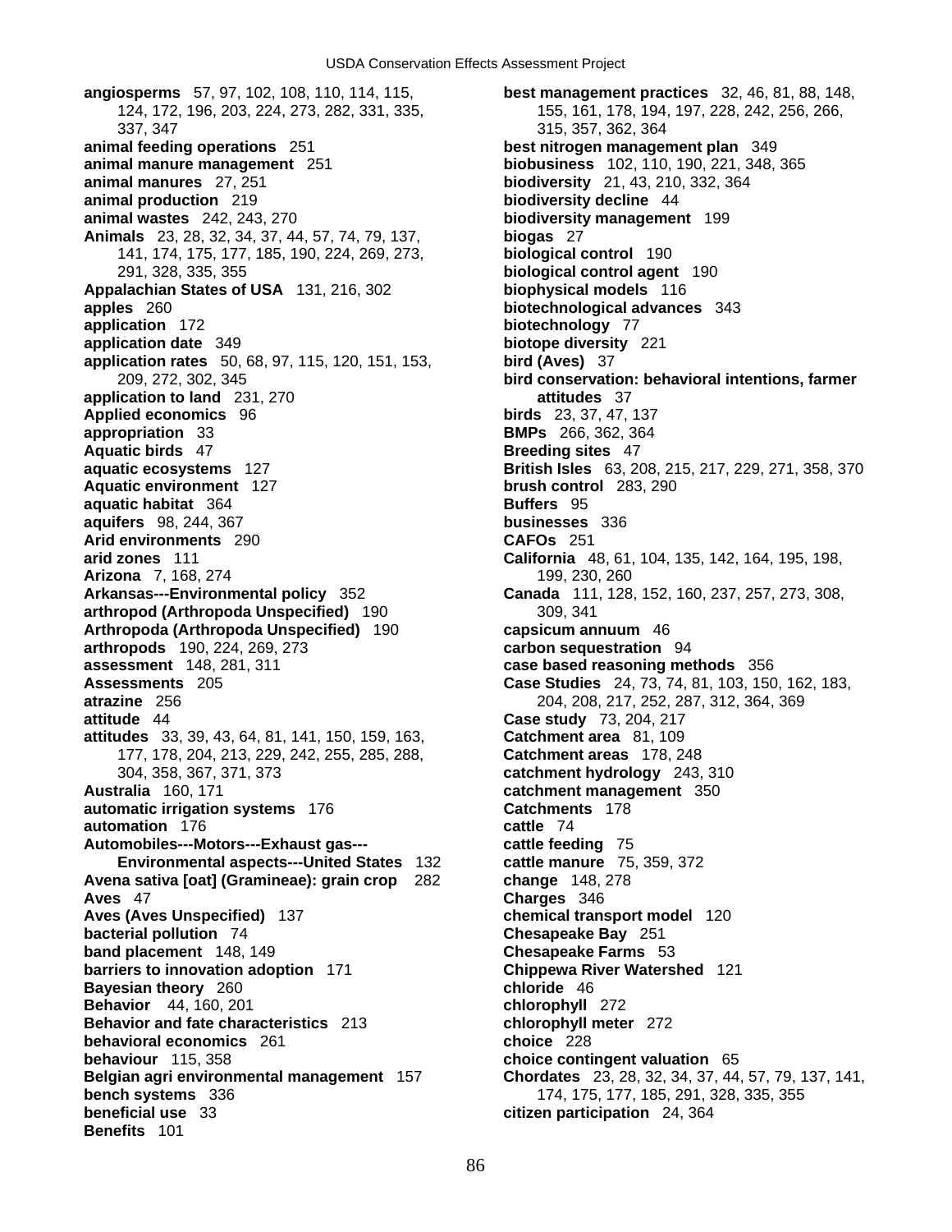**angiosperms** 57, 97, 102, 108, 110, 114, 115, 124, 172, 196, 203, 224, 273, 282, 331, 335, 337, 347
**animal feeding operations** 251
**animal manure management** 251
**animal manures** 27, 251
**animal production** 219
**animal wastes** 242, 243, 270
**Animals** 23, 28, 32, 34, 37, 44, 57, 74, 79, 137, 141, 174, 175, 177, 185, 190, 224, 269, 273, 291, 328, 335, 355
**Appalachian States of USA** 131, 216, 302
**apples** 260
**application** 172
**application date** 349
**application rates** 50, 68, 97, 115, 120, 151, 153, 209, 272, 302, 345
**application to land** 231, 270
**Applied economics** 96
**appropriation** 33
**Aquatic birds** 47
**aquatic ecosystems** 127
**Aquatic environment** 127
**aquatic habitat** 364
**aquifers** 98, 244, 367
**Arid environments** 290
**arid zones** 111
**Arizona** 7, 168, 274
**Arkansas---Environmental policy** 352
**arthropod (Arthropoda Unspecified)** 190
**Arthropoda (Arthropoda Unspecified)** 190
**arthropods** 190, 224, 269, 273
**assessment** 148, 281, 311
**Assessments** 205
**atrazine** 256
**attitude** 44
**attitudes** 33, 39, 43, 64, 81, 141, 150, 159, 163, 177, 178, 204, 213, 229, 242, 255, 285, 288, 304, 358, 367, 371, 373
**Australia** 160, 171
**automatic irrigation systems** 176
**automation** 176
**Automobiles---Motors---Exhaust gas---Environmental aspects---United States** 132
**Avena sativa [oat] (Gramineae): grain crop** 282
**Aves** 47
**Aves (Aves Unspecified)** 137
**bacterial pollution** 74
**band placement** 148, 149
**barriers to innovation adoption** 171
**Bayesian theory** 260
**Behavior** 44, 160, 201
**Behavior and fate characteristics** 213
**behavioral economics** 261
**behaviour** 115, 358
**Belgian agri environmental management** 157
**bench systems** 336
**beneficial use** 33
**Benefits** 101
**best management practices** 32, 46, 81, 88, 148, 155, 161, 178, 194, 197, 228, 242, 256, 266, 315, 357, 362, 364
**best nitrogen management plan** 349
**biobusiness** 102, 110, 190, 221, 348, 365
**biodiversity** 21, 43, 210, 332, 364
**biodiversity decline** 44
**biodiversity management** 199
**biogas** 27
**biological control** 190
**biological control agent** 190
**biophysical models** 116
**biotechnological advances** 343
**biotechnology** 77
**biotope diversity** 221
**bird (Aves)** 37
**bird conservation: behavioral intentions, farmer attitudes** 37
**birds** 23, 37, 47, 137
**BMPs** 266, 362, 364
**Breeding sites** 47
**British Isles** 63, 208, 215, 217, 229, 271, 358, 370
**brush control** 283, 290
**Buffers** 95
**businesses** 336
**CAFOs** 251
**California** 48, 61, 104, 135, 142, 164, 195, 198, 199, 230, 260
**Canada** 111, 128, 152, 160, 237, 257, 273, 308, 309, 341
**capsicum annuum** 46
**carbon sequestration** 94
**case based reasoning methods** 356
**Case Studies** 24, 73, 74, 81, 103, 150, 162, 183, 204, 208, 217, 252, 287, 312, 364, 369
**Case study** 73, 204, 217
**Catchment area** 81, 109
**Catchment areas** 178, 248
**catchment hydrology** 243, 310
**catchment management** 350
**Catchments** 178
**cattle** 74
**cattle feeding** 75
**cattle manure** 75, 359, 372
**change** 148, 278
**Charges** 346
**chemical transport model** 120
**Chesapeake Bay** 251
**Chesapeake Farms** 53
**Chippewa River Watershed** 121
**chloride** 46
**chlorophyll** 272
**chlorophyll meter** 272
**choice** 228
**choice contingent valuation** 65
**Chordates** 23, 28, 32, 34, 37, 44, 57, 79, 137, 141, 174, 175, 177, 185, 291, 328, 335, 355
**citizen participation** 24, 364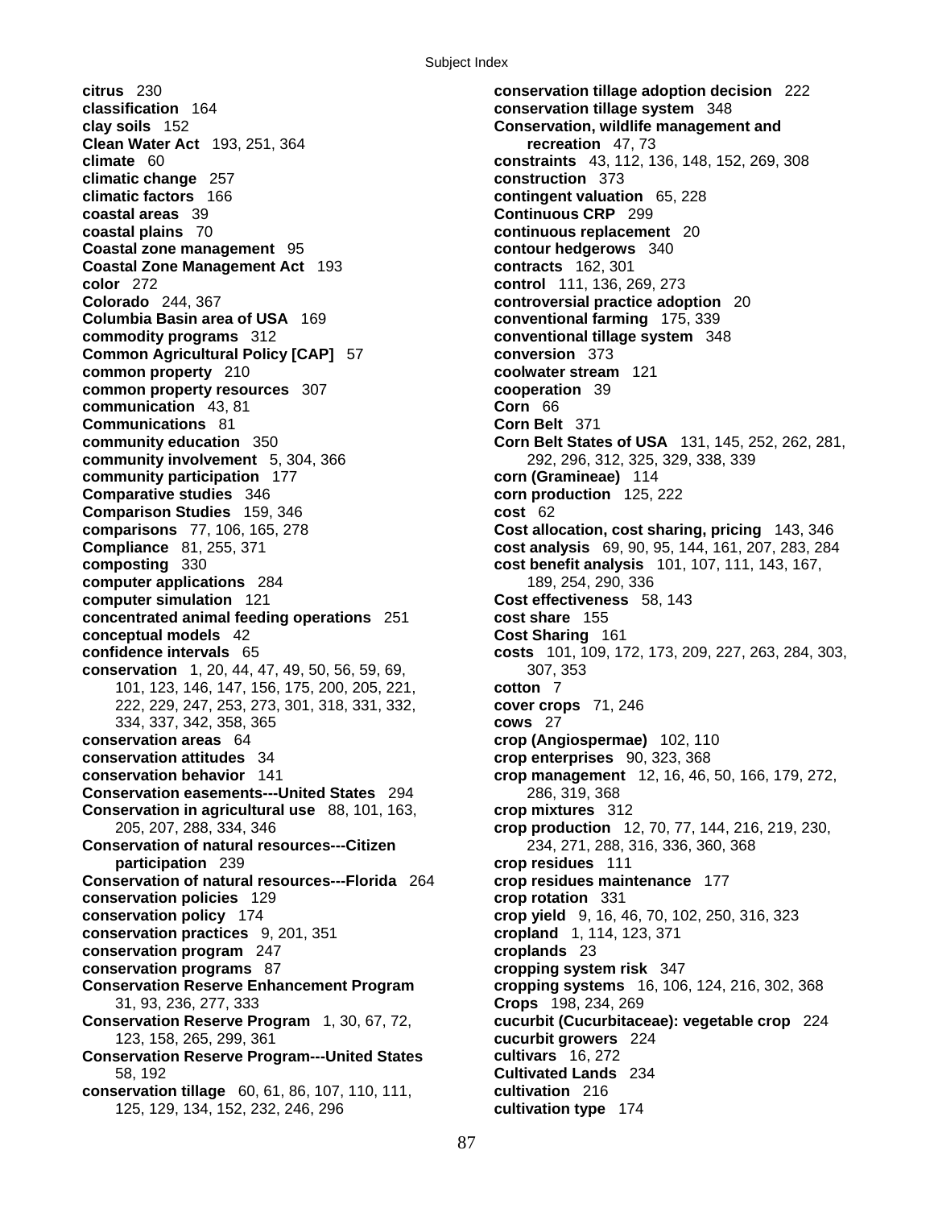**citrus** 230
**classification** 164
**clay soils** 152
**Clean Water Act** 193, 251, 364
**climate** 60
**climatic change** 257
**climatic factors** 166
**coastal areas** 39
**coastal plains** 70
**Coastal zone management** 95
**Coastal Zone Management Act** 193
**color** 272
**Colorado** 244, 367
**Columbia Basin area of USA** 169
**commodity programs** 312
**Common Agricultural Policy [CAP]** 57
**common property** 210
**common property resources** 307
**communication** 43, 81
**Communications** 81
**community education** 350
**community involvement** 5, 304, 366
**community participation** 177
**Comparative studies** 346
**Comparison Studies** 159, 346
**comparisons** 77, 106, 165, 278
**Compliance** 81, 255, 371
**composting** 330
**computer applications** 284
**computer simulation** 121
**concentrated animal feeding operations** 251
**conceptual models** 42
**confidence intervals** 65
**conservation** 1, 20, 44, 47, 49, 50, 56, 59, 69, 101, 123, 146, 147, 156, 175, 200, 205, 221, 222, 229, 247, 253, 273, 301, 318, 331, 332, 334, 337, 342, 358, 365
**conservation areas** 64
**conservation attitudes** 34
**conservation behavior** 141
**Conservation easements---United States** 294
**Conservation in agricultural use** 88, 101, 163, 205, 207, 288, 334, 346
**Conservation of natural resources---Citizen participation** 239
**Conservation of natural resources---Florida** 264
**conservation policies** 129
**conservation policy** 174
**conservation practices** 9, 201, 351
**conservation program** 247
**conservation programs** 87
**Conservation Reserve Enhancement Program** 31, 93, 236, 277, 333
**Conservation Reserve Program** 1, 30, 67, 72, 123, 158, 265, 299, 361
**Conservation Reserve Program---United States** 58, 192
**conservation tillage** 60, 61, 86, 107, 110, 111, 125, 129, 134, 152, 232, 246, 296
**conservation tillage adoption decision** 222
**conservation tillage system** 348
**Conservation, wildlife management and recreation** 47, 73
**constraints** 43, 112, 136, 148, 152, 269, 308
**construction** 373
**contingent valuation** 65, 228
**Continuous CRP** 299
**continuous replacement** 20
**contour hedgerows** 340
**contracts** 162, 301
**control** 111, 136, 269, 273
**controversial practice adoption** 20
**conventional farming** 175, 339
**conventional tillage system** 348
**conversion** 373
**coolwater stream** 121
**cooperation** 39
**Corn** 66
**Corn Belt** 371
**Corn Belt States of USA** 131, 145, 252, 262, 281, 292, 296, 312, 325, 329, 338, 339
**corn (Gramineae)** 114
**corn production** 125, 222
**cost** 62
**Cost allocation, cost sharing, pricing** 143, 346
**cost analysis** 69, 90, 95, 144, 161, 207, 283, 284
**cost benefit analysis** 101, 107, 111, 143, 167, 189, 254, 290, 336
**Cost effectiveness** 58, 143
**cost share** 155
**Cost Sharing** 161
**costs** 101, 109, 172, 173, 209, 227, 263, 284, 303, 307, 353
**cotton** 7
**cover crops** 71, 246
**cows** 27
**crop (Angiospermae)** 102, 110
**crop enterprises** 90, 323, 368
**crop management** 12, 16, 46, 50, 166, 179, 272, 286, 319, 368
**crop mixtures** 312
**crop production** 12, 70, 77, 144, 216, 219, 230, 234, 271, 288, 316, 336, 360, 368
**crop residues** 111
**crop residues maintenance** 177
**crop rotation** 331
**crop yield** 9, 16, 46, 70, 102, 250, 316, 323
**cropland** 1, 114, 123, 371
**croplands** 23
**cropping system risk** 347
**cropping systems** 16, 106, 124, 216, 302, 368
**Crops** 198, 234, 269
**cucurbit (Cucurbitaceae): vegetable crop** 224
**cucurbit growers** 224
**cultivars** 16, 272
**Cultivated Lands** 234
**cultivation** 216
**cultivation type** 174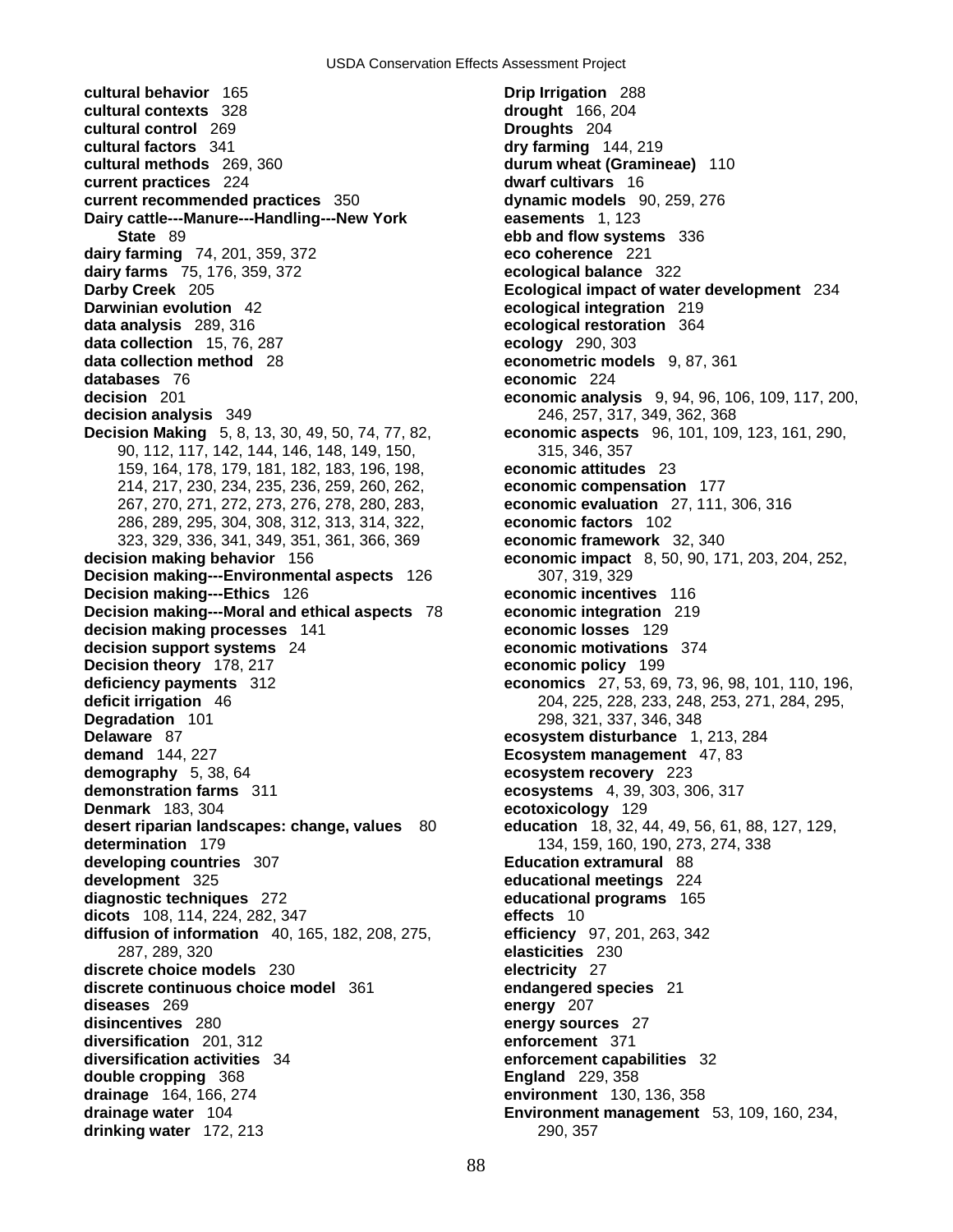**cultural behavior** 165
**cultural contexts** 328
**cultural control** 269
**cultural factors** 341
**cultural methods** 269, 360
**current practices** 224
**current recommended practices** 350
**Dairy cattle---Manure---Handling---New York State** 89
**dairy farming** 74, 201, 359, 372
**dairy farms** 75, 176, 359, 372
**Darby Creek** 205
**Darwinian evolution** 42
**data analysis** 289, 316
**data collection** 15, 76, 287
**data collection method** 28
**databases** 76
**decision** 201
**decision analysis** 349
**Decision Making** 5, 8, 13, 30, 49, 50, 74, 77, 82, 90, 112, 117, 142, 144, 146, 148, 149, 150, 159, 164, 178, 179, 181, 182, 183, 196, 198, 214, 217, 230, 234, 235, 236, 259, 260, 262, 267, 270, 271, 272, 273, 276, 278, 280, 283, 286, 289, 295, 304, 308, 312, 313, 314, 322, 323, 329, 336, 341, 349, 351, 361, 366, 369
**decision making behavior** 156
**Decision making---Environmental aspects** 126
**Decision making---Ethics** 126
**Decision making---Moral and ethical aspects** 78
**decision making processes** 141
**decision support systems** 24
**Decision theory** 178, 217
**deficiency payments** 312
**deficit irrigation** 46
**Degradation** 101
**Delaware** 87
**demand** 144, 227
**demography** 5, 38, 64
**demonstration farms** 311
**Denmark** 183, 304
**desert riparian landscapes: change, values** 80
**determination** 179
**developing countries** 307
**development** 325
**diagnostic techniques** 272
**dicots** 108, 114, 224, 282, 347
**diffusion of information** 40, 165, 182, 208, 275, 287, 289, 320
**discrete choice models** 230
**discrete continuous choice model** 361
**diseases** 269
**disincentives** 280
**diversification** 201, 312
**diversification activities** 34
**double cropping** 368
**drainage** 164, 166, 274
**drainage water** 104
**drinking water** 172, 213
**Drip Irrigation** 288
**drought** 166, 204
**Droughts** 204
**dry farming** 144, 219
**durum wheat (Gramineae)** 110
**dwarf cultivars** 16
**dynamic models** 90, 259, 276
**easements** 1, 123
**ebb and flow systems** 336
**eco coherence** 221
**ecological balance** 322
**Ecological impact of water development** 234
**ecological integration** 219
**ecological restoration** 364
**ecology** 290, 303
**econometric models** 9, 87, 361
**economic** 224
**economic analysis** 9, 94, 96, 106, 109, 117, 200, 246, 257, 317, 349, 362, 368
**economic aspects** 96, 101, 109, 123, 161, 290, 315, 346, 357
**economic attitudes** 23
**economic compensation** 177
**economic evaluation** 27, 111, 306, 316
**economic factors** 102
**economic framework** 32, 340
**economic impact** 8, 50, 90, 171, 203, 204, 252, 307, 319, 329
**economic incentives** 116
**economic integration** 219
**economic losses** 129
**economic motivations** 374
**economic policy** 199
**economics** 27, 53, 69, 73, 96, 98, 101, 110, 196, 204, 225, 228, 233, 248, 253, 271, 284, 295, 298, 321, 337, 346, 348
**ecosystem disturbance** 1, 213, 284
**Ecosystem management** 47, 83
**ecosystem recovery** 223
**ecosystems** 4, 39, 303, 306, 317
**ecotoxicology** 129
**education** 18, 32, 44, 49, 56, 61, 88, 127, 129, 134, 159, 160, 190, 273, 274, 338
**Education extramural** 88
**educational meetings** 224
**educational programs** 165
**effects** 10
**efficiency** 97, 201, 263, 342
**elasticities** 230
**electricity** 27
**endangered species** 21
**energy** 207
**energy sources** 27
**enforcement** 371
**enforcement capabilities** 32
**England** 229, 358
**environment** 130, 136, 358
**Environment management** 53, 109, 160, 234, 290, 357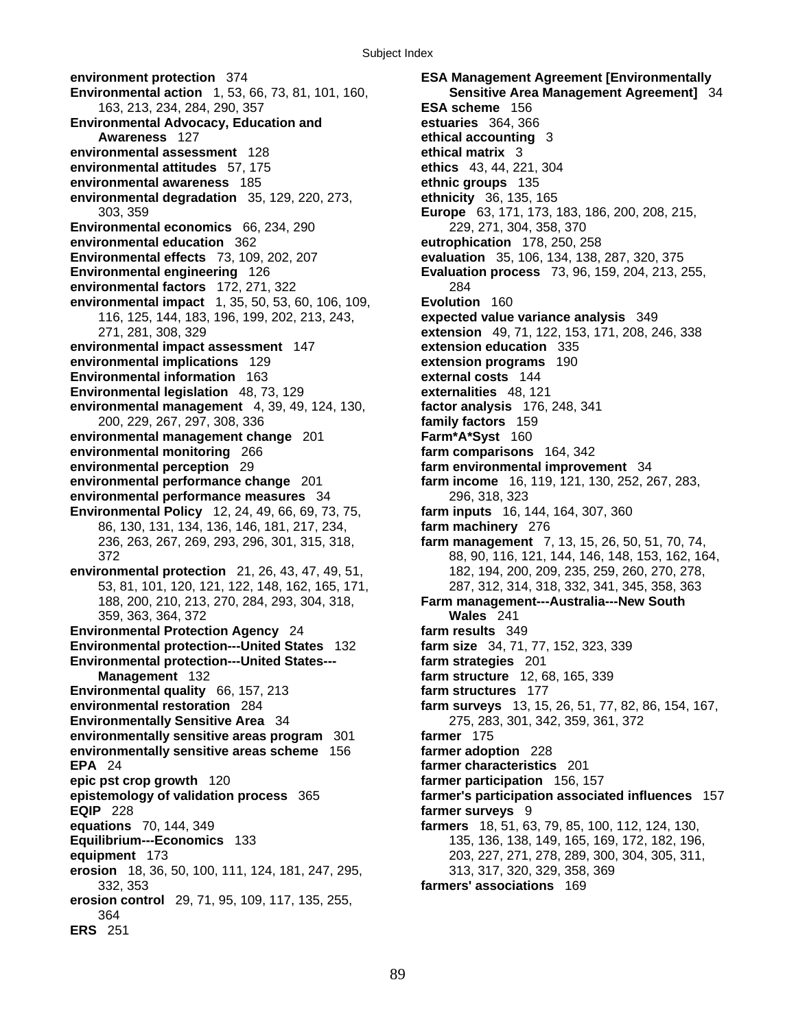**environment protection** 374
**Environmental action** 1, 53, 66, 73, 81, 101, 160, 163, 213, 234, 284, 290, 357
**Environmental Advocacy, Education and Awareness** 127
**environmental assessment** 128
**environmental attitudes** 57, 175
**environmental awareness** 185
**environmental degradation** 35, 129, 220, 273, 303, 359
**Environmental economics** 66, 234, 290
**environmental education** 362
**Environmental effects** 73, 109, 202, 207
**Environmental engineering** 126
**environmental factors** 172, 271, 322
**environmental impact** 1, 35, 50, 53, 60, 106, 109, 116, 125, 144, 183, 196, 199, 202, 213, 243, 271, 281, 308, 329
**environmental impact assessment** 147
**environmental implications** 129
**Environmental information** 163
**Environmental legislation** 48, 73, 129
**environmental management** 4, 39, 49, 124, 130, 200, 229, 267, 297, 308, 336
**environmental management change** 201
**environmental monitoring** 266
**environmental perception** 29
**environmental performance change** 201
**environmental performance measures** 34
**Environmental Policy** 12, 24, 49, 66, 69, 73, 75, 86, 130, 131, 134, 136, 146, 181, 217, 234, 236, 263, 267, 269, 293, 296, 301, 315, 318, 372
**environmental protection** 21, 26, 43, 47, 49, 51, 53, 81, 101, 120, 121, 122, 148, 162, 165, 171, 188, 200, 210, 213, 270, 284, 293, 304, 318, 359, 363, 364, 372
**Environmental Protection Agency** 24
**Environmental protection---United States** 132
**Environmental protection---United States---Management** 132
**Environmental quality** 66, 157, 213
**environmental restoration** 284
**Environmentally Sensitive Area** 34
**environmentally sensitive areas program** 301
**environmentally sensitive areas scheme** 156
**EPA** 24
**epic pst crop growth** 120
**epistemology of validation process** 365
**EQIP** 228
**equations** 70, 144, 349
**Equilibrium---Economics** 133
**equipment** 173
**erosion** 18, 36, 50, 100, 111, 124, 181, 247, 295, 332, 353
**erosion control** 29, 71, 95, 109, 117, 135, 255, 364
**ERS** 251
**ESA Management Agreement [Environmentally Sensitive Area Management Agreement]** 34
**ESA scheme** 156
**estuaries** 364, 366
**ethical accounting** 3
**ethical matrix** 3
**ethics** 43, 44, 221, 304
**ethnic groups** 135
**ethnicity** 36, 135, 165
**Europe** 63, 171, 173, 183, 186, 200, 208, 215, 229, 271, 304, 358, 370
**eutrophication** 178, 250, 258
**evaluation** 35, 106, 134, 138, 287, 320, 375
**Evaluation process** 73, 96, 159, 204, 213, 255, 284
**Evolution** 160
**expected value variance analysis** 349
**extension** 49, 71, 122, 153, 171, 208, 246, 338
**extension education** 335
**extension programs** 190
**external costs** 144
**externalities** 48, 121
**factor analysis** 176, 248, 341
**family factors** 159
**Farm*A*Syst** 160
**farm comparisons** 164, 342
**farm environmental improvement** 34
**farm income** 16, 119, 121, 130, 252, 267, 283, 296, 318, 323
**farm inputs** 16, 144, 164, 307, 360
**farm machinery** 276
**farm management** 7, 13, 15, 26, 50, 51, 70, 74, 88, 90, 116, 121, 144, 146, 148, 153, 162, 164, 182, 194, 200, 209, 235, 259, 260, 270, 278, 287, 312, 314, 318, 332, 341, 345, 358, 363
**Farm management---Australia---New South Wales** 241
**farm results** 349
**farm size** 34, 71, 77, 152, 323, 339
**farm strategies** 201
**farm structure** 12, 68, 165, 339
**farm structures** 177
**farm surveys** 13, 15, 26, 51, 77, 82, 86, 154, 167, 275, 283, 301, 342, 359, 361, 372
**farmer** 175
**farmer adoption** 228
**farmer characteristics** 201
**farmer participation** 156, 157
**farmer's participation associated influences** 157
**farmer surveys** 9
**farmers** 18, 51, 63, 79, 85, 100, 112, 124, 130, 135, 136, 138, 149, 165, 169, 172, 182, 196, 203, 227, 271, 278, 289, 300, 304, 305, 311, 313, 317, 320, 329, 358, 369
**farmers' associations** 169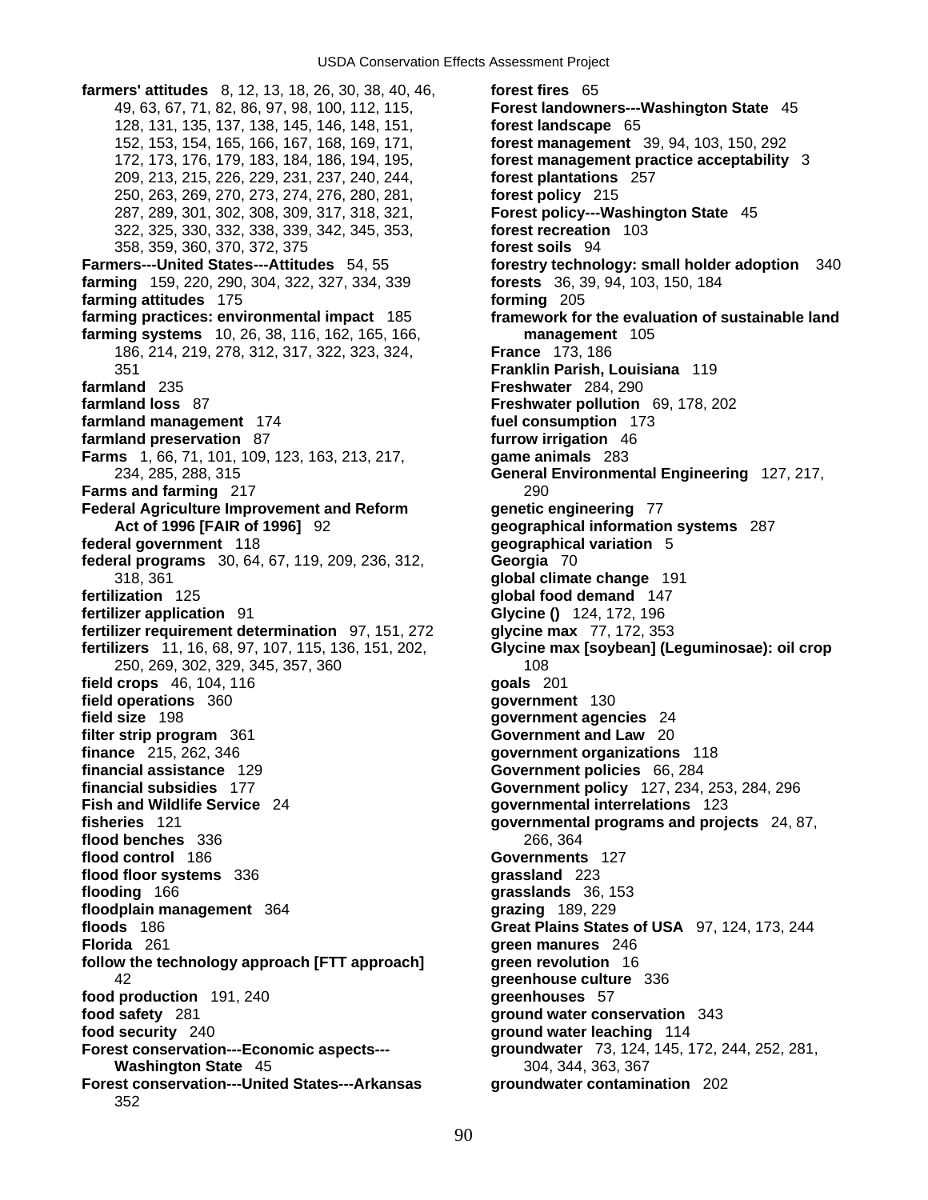**farmers' attitudes** 8, 12, 13, 18, 26, 30, 38, 40, 46, 49, 63, 67, 71, 82, 86, 97, 98, 100, 112, 115, 128, 131, 135, 137, 138, 145, 146, 148, 151, 152, 153, 154, 165, 166, 167, 168, 169, 171, 172, 173, 176, 179, 183, 184, 186, 194, 195, 209, 213, 215, 226, 229, 231, 237, 240, 244, 250, 263, 269, 270, 273, 274, 276, 280, 281, 287, 289, 301, 302, 308, 309, 317, 318, 321, 322, 325, 330, 332, 338, 339, 342, 345, 353, 358, 359, 360, 370, 372, 375

**Farmers---United States---Attitudes** 54, 55

**farming** 159, 220, 290, 304, 322, 327, 334, 339

**farming attitudes** 175

**farming practices: environmental impact** 185

**farming systems** 10, 26, 38, 116, 162, 165, 166, 186, 214, 219, 278, 312, 317, 322, 323, 324, 351

**farmland** 235

**farmland loss** 87

**farmland management** 174

**farmland preservation** 87

**Farms** 1, 66, 71, 101, 109, 123, 163, 213, 217, 234, 285, 288, 315

**Farms and farming** 217

**Federal Agriculture Improvement and Reform Act of 1996 [FAIR of 1996]** 92

**federal government** 118

**federal programs** 30, 64, 67, 119, 209, 236, 312, 318, 361

**fertilization** 125

**fertilizer application** 91

**fertilizer requirement determination** 97, 151, 272

**fertilizers** 11, 16, 68, 97, 107, 115, 136, 151, 202, 250, 269, 302, 329, 345, 357, 360

**field crops** 46, 104, 116

**field operations** 360

**field size** 198

**filter strip program** 361

**finance** 215, 262, 346

**financial assistance** 129

**financial subsidies** 177

**Fish and Wildlife Service** 24

**fisheries** 121

**flood benches** 336

**flood control** 186

**flood floor systems** 336

**flooding** 166

**floodplain management** 364

**floods** 186

**Florida** 261

**follow the technology approach [FTT approach]** 42

**food production** 191, 240

**food safety** 281

**food security** 240

**Forest conservation---Economic aspects---Washington State** 45

**Forest conservation---United States---Arkansas** 352

**forest fires** 65

**Forest landowners---Washington State** 45

**forest landscape** 65

**forest management** 39, 94, 103, 150, 292

**forest management practice acceptability** 3

**forest plantations** 257

**forest policy** 215

**Forest policy---Washington State** 45

**forest recreation** 103

**forest soils** 94

**forestry technology: small holder adoption** 340

**forests** 36, 39, 94, 103, 150, 184

**forming** 205

**framework for the evaluation of sustainable land management** 105

**France** 173, 186

**Franklin Parish, Louisiana** 119

**Freshwater** 284, 290

**Freshwater pollution** 69, 178, 202

**fuel consumption** 173

**furrow irrigation** 46

**game animals** 283

**General Environmental Engineering** 127, 217, 290

**genetic engineering** 77

**geographical information systems** 287

**geographical variation** 5

**Georgia** 70

**global climate change** 191

**global food demand** 147

**Glycine ()** 124, 172, 196

**glycine max** 77, 172, 353

**Glycine max [soybean] (Leguminosae): oil crop** 108

**goals** 201

**government** 130

**government agencies** 24

**Government and Law** 20

**government organizations** 118

**Government policies** 66, 284

**Government policy** 127, 234, 253, 284, 296

**governmental interrelations** 123

**governmental programs and projects** 24, 87, 266, 364

**Governments** 127

**grassland** 223

**grasslands** 36, 153

**grazing** 189, 229

**Great Plains States of USA** 97, 124, 173, 244

**green manures** 246

**green revolution** 16

**greenhouse culture** 336

**greenhouses** 57

**ground water conservation** 343

**ground water leaching** 114

**groundwater** 73, 124, 145, 172, 244, 252, 281, 304, 344, 363, 367

**groundwater contamination** 202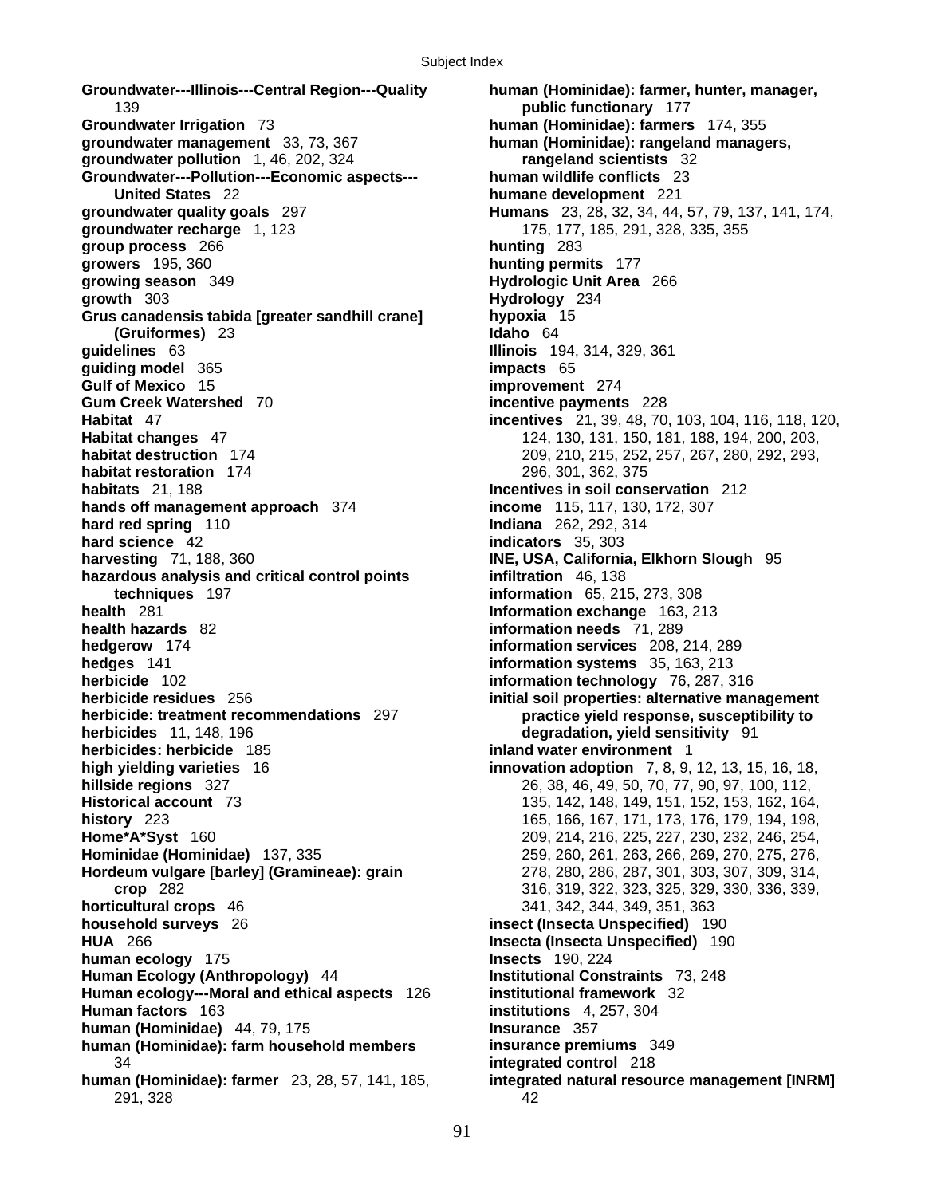**Groundwater---Illinois---Central Region---Quality** 139
**Groundwater Irrigation** 73
**groundwater management** 33, 73, 367
**groundwater pollution** 1, 46, 202, 324
**Groundwater---Pollution---Economic aspects---United States** 22
**groundwater quality goals** 297
**groundwater recharge** 1, 123
**group process** 266
**growers** 195, 360
**growing season** 349
**growth** 303
**Grus canadensis tabida [greater sandhill crane] (Gruiformes)** 23
**guidelines** 63
**guiding model** 365
**Gulf of Mexico** 15
**Gum Creek Watershed** 70
**Habitat** 47
**Habitat changes** 47
**habitat destruction** 174
**habitat restoration** 174
**habitats** 21, 188
**hands off management approach** 374
**hard red spring** 110
**hard science** 42
**harvesting** 71, 188, 360
**hazardous analysis and critical control points techniques** 197
**health** 281
**health hazards** 82
**hedgerow** 174
**hedges** 141
**herbicide** 102
**herbicide residues** 256
**herbicide: treatment recommendations** 297
**herbicides** 11, 148, 196
**herbicides: herbicide** 185
**high yielding varieties** 16
**hillside regions** 327
**Historical account** 73
**history** 223
**Home*A*Syst** 160
**Hominidae (Hominidae)** 137, 335
**Hordeum vulgare [barley] (Gramineae): grain crop** 282
**horticultural crops** 46
**household surveys** 26
**HUA** 266
**human ecology** 175
**Human Ecology (Anthropology)** 44
**Human ecology---Moral and ethical aspects** 126
**Human factors** 163
**human (Hominidae)** 44, 79, 175
**human (Hominidae): farm household members** 34
**human (Hominidae): farmer** 23, 28, 57, 141, 185, 291, 328
**human (Hominidae): farmer, hunter, manager, public functionary** 177
**human (Hominidae): farmers** 174, 355
**human (Hominidae): rangeland managers, rangeland scientists** 32
**human wildlife conflicts** 23
**humane development** 221
**Humans** 23, 28, 32, 34, 44, 57, 79, 137, 141, 174, 175, 177, 185, 291, 328, 335, 355
**hunting** 283
**hunting permits** 177
**Hydrologic Unit Area** 266
**Hydrology** 234
**hypoxia** 15
**Idaho** 64
**Illinois** 194, 314, 329, 361
**impacts** 65
**improvement** 274
**incentive payments** 228
**incentives** 21, 39, 48, 70, 103, 104, 116, 118, 120, 124, 130, 131, 150, 181, 188, 194, 200, 203, 209, 210, 215, 252, 257, 267, 280, 292, 293, 296, 301, 362, 375
**Incentives in soil conservation** 212
**income** 115, 117, 130, 172, 307
**Indiana** 262, 292, 314
**indicators** 35, 303
**INE, USA, California, Elkhorn Slough** 95
**infiltration** 46, 138
**information** 65, 215, 273, 308
**Information exchange** 163, 213
**information needs** 71, 289
**information services** 208, 214, 289
**information systems** 35, 163, 213
**information technology** 76, 287, 316
**initial soil properties: alternative management practice yield response, susceptibility to degradation, yield sensitivity** 91
**inland water environment** 1
**innovation adoption** 7, 8, 9, 12, 13, 15, 16, 18, 26, 38, 46, 49, 50, 70, 77, 90, 97, 100, 112, 135, 142, 148, 149, 151, 152, 153, 162, 164, 165, 166, 167, 171, 173, 176, 179, 194, 198, 209, 214, 216, 225, 227, 230, 232, 246, 254, 259, 260, 261, 263, 266, 269, 270, 275, 276, 278, 280, 286, 287, 301, 303, 307, 309, 314, 316, 319, 322, 323, 325, 329, 330, 336, 339, 341, 342, 344, 349, 351, 363
**insect (Insecta Unspecified)** 190
**Insecta (Insecta Unspecified)** 190
**Insects** 190, 224
**Institutional Constraints** 73, 248
**institutional framework** 32
**institutions** 4, 257, 304
**Insurance** 357
**insurance premiums** 349
**integrated control** 218
**integrated natural resource management [INRM]** 42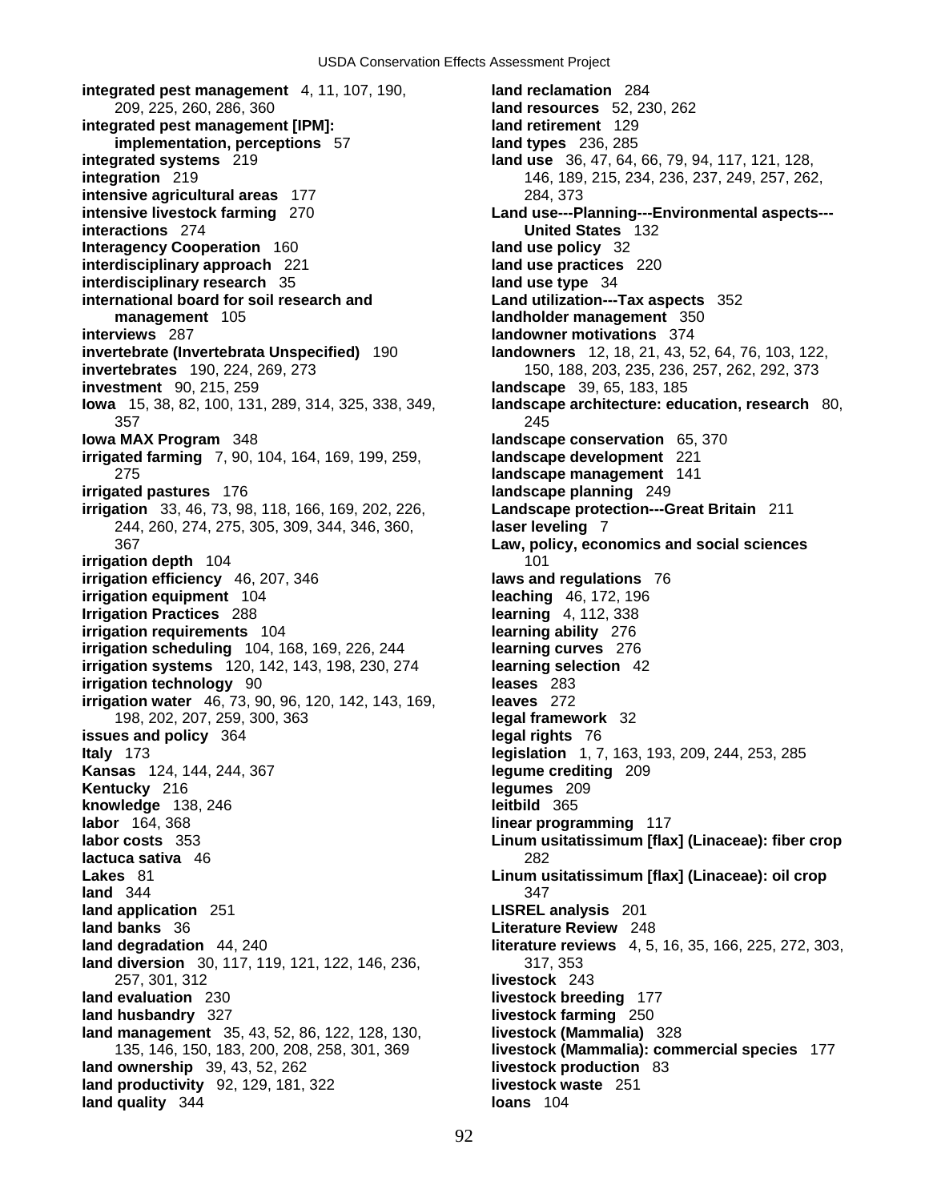**integrated pest management** 4, 11, 107, 190, 209, 225, 260, 286, 360
**integrated pest management [IPM]: implementation, perceptions** 57
**integrated systems** 219
**integration** 219
**intensive agricultural areas** 177
**intensive livestock farming** 270
**interactions** 274
**Interagency Cooperation** 160
**interdisciplinary approach** 221
**interdisciplinary research** 35
**international board for soil research and management** 105
**interviews** 287
**invertebrate (Invertebrata Unspecified)** 190
**invertebrates** 190, 224, 269, 273
**investment** 90, 215, 259
**Iowa** 15, 38, 82, 100, 131, 289, 314, 325, 338, 349, 357
**Iowa MAX Program** 348
**irrigated farming** 7, 90, 104, 164, 169, 199, 259, 275
**irrigated pastures** 176
**irrigation** 33, 46, 73, 98, 118, 166, 169, 202, 226, 244, 260, 274, 275, 305, 309, 344, 346, 360, 367
**irrigation depth** 104
**irrigation efficiency** 46, 207, 346
**irrigation equipment** 104
**Irrigation Practices** 288
**irrigation requirements** 104
**irrigation scheduling** 104, 168, 169, 226, 244
**irrigation systems** 120, 142, 143, 198, 230, 274
**irrigation technology** 90
**irrigation water** 46, 73, 90, 96, 120, 142, 143, 169, 198, 202, 207, 259, 300, 363
**issues and policy** 364
**Italy** 173
**Kansas** 124, 144, 244, 367
**Kentucky** 216
**knowledge** 138, 246
**labor** 164, 368
**labor costs** 353
**lactuca sativa** 46
**Lakes** 81
**land** 344
**land application** 251
**land banks** 36
**land degradation** 44, 240
**land diversion** 30, 117, 119, 121, 122, 146, 236, 257, 301, 312
**land evaluation** 230
**land husbandry** 327
**land management** 35, 43, 52, 86, 122, 128, 130, 135, 146, 150, 183, 200, 208, 258, 301, 369
**land ownership** 39, 43, 52, 262
**land productivity** 92, 129, 181, 322
**land quality** 344
**land reclamation** 284
**land resources** 52, 230, 262
**land retirement** 129
**land types** 236, 285
**land use** 36, 47, 64, 66, 79, 94, 117, 121, 128, 146, 189, 215, 234, 236, 237, 249, 257, 262, 284, 373
**Land use---Planning---Environmental aspects---United States** 132
**land use policy** 32
**land use practices** 220
**land use type** 34
**Land utilization---Tax aspects** 352
**landholder management** 350
**landowner motivations** 374
**landowners** 12, 18, 21, 43, 52, 64, 76, 103, 122, 150, 188, 203, 235, 236, 257, 262, 292, 373
**landscape** 39, 65, 183, 185
**landscape architecture: education, research** 80, 245
**landscape conservation** 65, 370
**landscape development** 221
**landscape management** 141
**landscape planning** 249
**Landscape protection---Great Britain** 211
**laser leveling** 7
**Law, policy, economics and social sciences** 101
**laws and regulations** 76
**leaching** 46, 172, 196
**learning** 4, 112, 338
**learning ability** 276
**learning curves** 276
**learning selection** 42
**leases** 283
**leaves** 272
**legal framework** 32
**legal rights** 76
**legislation** 1, 7, 163, 193, 209, 244, 253, 285
**legume crediting** 209
**legumes** 209
**leitbild** 365
**linear programming** 117
**Linum usitatissimum [flax] (Linaceae): fiber crop** 282
**Linum usitatissimum [flax] (Linaceae): oil crop** 347
**LISREL analysis** 201
**Literature Review** 248
**literature reviews** 4, 5, 16, 35, 166, 225, 272, 303, 317, 353
**livestock** 243
**livestock breeding** 177
**livestock farming** 250
**livestock (Mammalia)** 328
**livestock (Mammalia): commercial species** 177
**livestock production** 83
**livestock waste** 251
**loans** 104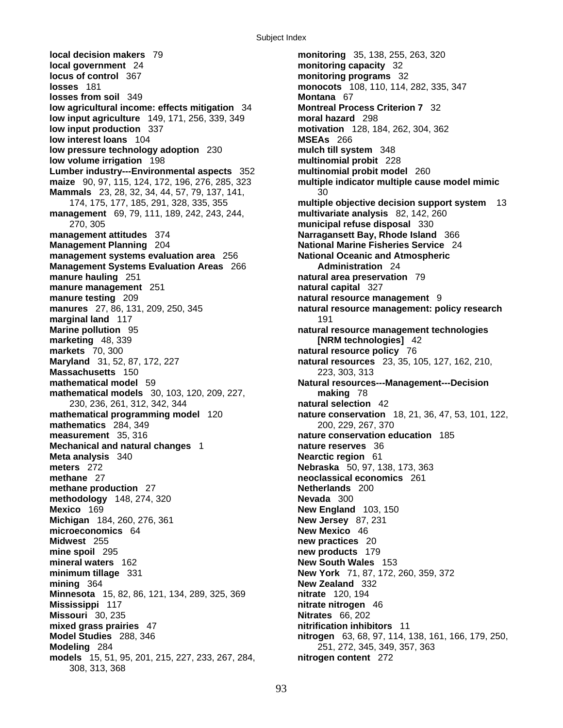**local decision makers** 79
**local government** 24
**locus of control** 367
**losses** 181
**losses from soil** 349
**low agricultural income: effects mitigation** 34
**low input agriculture** 149, 171, 256, 339, 349
**low input production** 337
**low interest loans** 104
**low pressure technology adoption** 230
**low volume irrigation** 198
**Lumber industry---Environmental aspects** 352
**maize** 90, 97, 115, 124, 172, 196, 276, 285, 323
**Mammals** 23, 28, 32, 34, 44, 57, 79, 137, 141, 174, 175, 177, 185, 291, 328, 335, 355
**management** 69, 79, 111, 189, 242, 243, 244, 270, 305
**management attitudes** 374
**Management Planning** 204
**management systems evaluation area** 256
**Management Systems Evaluation Areas** 266
**manure hauling** 251
**manure management** 251
**manure testing** 209
**manures** 27, 86, 131, 209, 250, 345
**marginal land** 117
**Marine pollution** 95
**marketing** 48, 339
**markets** 70, 300
**Maryland** 31, 52, 87, 172, 227
**Massachusetts** 150
**mathematical model** 59
**mathematical models** 30, 103, 120, 209, 227, 230, 236, 261, 312, 342, 344
**mathematical programming model** 120
**mathematics** 284, 349
**measurement** 35, 316
**Mechanical and natural changes** 1
**Meta analysis** 340
**meters** 272
**methane** 27
**methane production** 27
**methodology** 148, 274, 320
**Mexico** 169
**Michigan** 184, 260, 276, 361
**microeconomics** 64
**Midwest** 255
**mine spoil** 295
**mineral waters** 162
**minimum tillage** 331
**mining** 364
**Minnesota** 15, 82, 86, 121, 134, 289, 325, 369
**Mississippi** 117
**Missouri** 30, 235
**mixed grass prairies** 47
**Model Studies** 288, 346
**Modeling** 284
**models** 15, 51, 95, 201, 215, 227, 233, 267, 284, 308, 313, 368
**monitoring** 35, 138, 255, 263, 320
**monitoring capacity** 32
**monitoring programs** 32
**monocots** 108, 110, 114, 282, 335, 347
**Montana** 67
**Montreal Process Criterion 7** 32
**moral hazard** 298
**motivation** 128, 184, 262, 304, 362
**MSEAs** 266
**mulch till system** 348
**multinomial probit** 228
**multinomial probit model** 260
**multiple indicator multiple cause model mimic** 30
**multiple objective decision support system** 13
**multivariate analysis** 82, 142, 260
**municipal refuse disposal** 330
**Narragansett Bay, Rhode Island** 366
**National Marine Fisheries Service** 24
**National Oceanic and Atmospheric Administration** 24
**natural area preservation** 79
**natural capital** 327
**natural resource management** 9
**natural resource management: policy research** 191
**natural resource management technologies [NRM technologies]** 42
**natural resource policy** 76
**natural resources** 23, 35, 105, 127, 162, 210, 223, 303, 313
**Natural resources---Management---Decision making** 78
**natural selection** 42
**nature conservation** 18, 21, 36, 47, 53, 101, 122, 200, 229, 267, 370
**nature conservation education** 185
**nature reserves** 36
**Nearctic region** 61
**Nebraska** 50, 97, 138, 173, 363
**neoclassical economics** 261
**Netherlands** 200
**Nevada** 300
**New England** 103, 150
**New Jersey** 87, 231
**New Mexico** 46
**new practices** 20
**new products** 179
**New South Wales** 153
**New York** 71, 87, 172, 260, 359, 372
**New Zealand** 332
**nitrate** 120, 194
**nitrate nitrogen** 46
**Nitrates** 66, 202
**nitrification inhibitors** 11
**nitrogen** 63, 68, 97, 114, 138, 161, 166, 179, 250, 251, 272, 345, 349, 357, 363
**nitrogen content** 272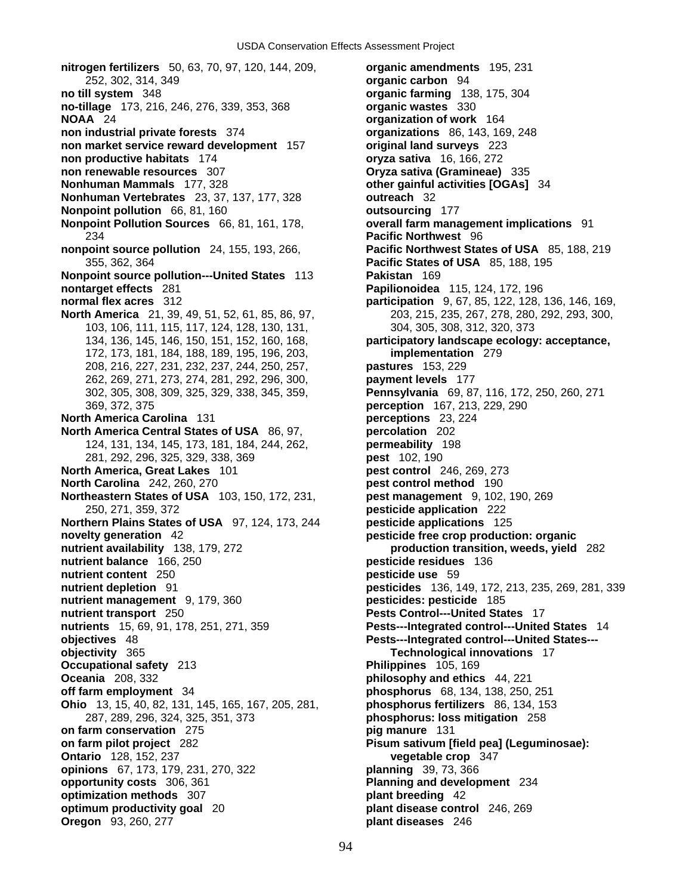**nitrogen fertilizers** 50, 63, 70, 97, 120, 144, 209, 252, 302, 314, 349
**no till system** 348
**no-tillage** 173, 216, 246, 276, 339, 353, 368
**NOAA** 24
**non industrial private forests** 374
**non market service reward development** 157
**non productive habitats** 174
**non renewable resources** 307
**Nonhuman Mammals** 177, 328
**Nonhuman Vertebrates** 23, 37, 137, 177, 328
**Nonpoint pollution** 66, 81, 160
**Nonpoint Pollution Sources** 66, 81, 161, 178, 234
**nonpoint source pollution** 24, 155, 193, 266, 355, 362, 364
**Nonpoint source pollution---United States** 113
**nontarget effects** 281
**normal flex acres** 312
**North America** 21, 39, 49, 51, 52, 61, 85, 86, 97, 103, 106, 111, 115, 117, 124, 128, 130, 131, 134, 136, 145, 146, 150, 151, 152, 160, 168, 172, 173, 181, 184, 188, 189, 195, 196, 203, 208, 216, 227, 231, 232, 237, 244, 250, 257, 262, 269, 271, 273, 274, 281, 292, 296, 300, 302, 305, 308, 309, 325, 329, 338, 345, 359, 369, 372, 375
**North America Carolina** 131
**North America Central States of USA** 86, 97, 124, 131, 134, 145, 173, 181, 184, 244, 262, 281, 292, 296, 325, 329, 338, 369
**North America, Great Lakes** 101
**North Carolina** 242, 260, 270
**Northeastern States of USA** 103, 150, 172, 231, 250, 271, 359, 372
**Northern Plains States of USA** 97, 124, 173, 244
**novelty generation** 42
**nutrient availability** 138, 179, 272
**nutrient balance** 166, 250
**nutrient content** 250
**nutrient depletion** 91
**nutrient management** 9, 179, 360
**nutrient transport** 250
**nutrients** 15, 69, 91, 178, 251, 271, 359
**objectives** 48
**objectivity** 365
**Occupational safety** 213
**Oceania** 208, 332
**off farm employment** 34
**Ohio** 13, 15, 40, 82, 131, 145, 165, 167, 205, 281, 287, 289, 296, 324, 325, 351, 373
**on farm conservation** 275
**on farm pilot project** 282
**Ontario** 128, 152, 237
**opinions** 67, 173, 179, 231, 270, 322
**opportunity costs** 306, 361
**optimization methods** 307
**optimum productivity goal** 20
**Oregon** 93, 260, 277
**organic amendments** 195, 231
**organic carbon** 94
**organic farming** 138, 175, 304
**organic wastes** 330
**organization of work** 164
**organizations** 86, 143, 169, 248
**original land surveys** 223
**oryza sativa** 16, 166, 272
**Oryza sativa (Gramineae)** 335
**other gainful activities [OGAs]** 34
**outreach** 32
**outsourcing** 177
**overall farm management implications** 91
**Pacific Northwest** 96
**Pacific Northwest States of USA** 85, 188, 219
**Pacific States of USA** 85, 188, 195
**Pakistan** 169
**Papilionoidea** 115, 124, 172, 196
**participation** 9, 67, 85, 122, 128, 136, 146, 169, 203, 215, 235, 267, 278, 280, 292, 293, 300, 304, 305, 308, 312, 320, 373
**participatory landscape ecology: acceptance, implementation** 279
**pastures** 153, 229
**payment levels** 177
**Pennsylvania** 69, 87, 116, 172, 250, 260, 271
**perception** 167, 213, 229, 290
**perceptions** 23, 224
**percolation** 202
**permeability** 198
**pest** 102, 190
**pest control** 246, 269, 273
**pest control method** 190
**pest management** 9, 102, 190, 269
**pesticide application** 222
**pesticide applications** 125
**pesticide free crop production: organic production transition, weeds, yield** 282
**pesticide residues** 136
**pesticide use** 59
**pesticides** 136, 149, 172, 213, 235, 269, 281, 339
**pesticides: pesticide** 185
**Pests Control---United States** 17
**Pests---Integrated control---United States** 14
**Pests---Integrated control---United States---Technological innovations** 17
**Philippines** 105, 169
**philosophy and ethics** 44, 221
**phosphorus** 68, 134, 138, 250, 251
**phosphorus fertilizers** 86, 134, 153
**phosphorus: loss mitigation** 258
**pig manure** 131
**Pisum sativum [field pea] (Leguminosae): vegetable crop** 347
**planning** 39, 73, 366
**Planning and development** 234
**plant breeding** 42
**plant disease control** 246, 269
**plant diseases** 246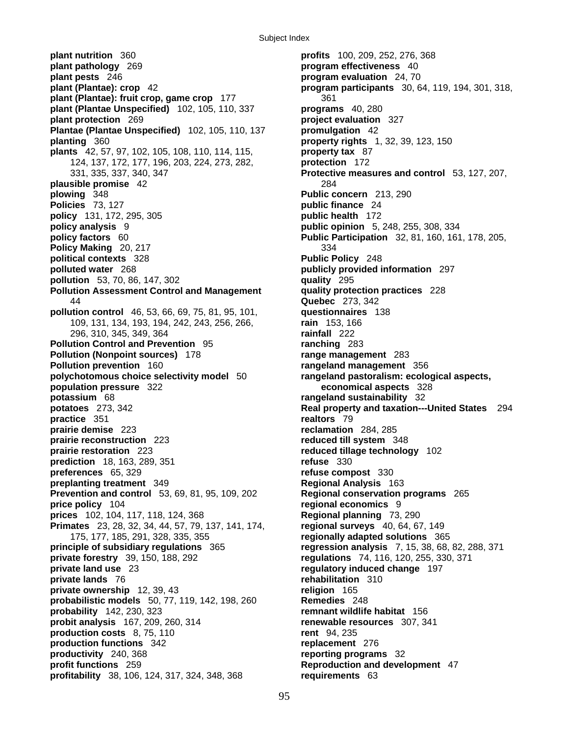**plant nutrition** 360
**plant pathology** 269
**plant pests** 246
**plant (Plantae): crop** 42
**plant (Plantae): fruit crop, game crop** 177
**plant (Plantae Unspecified)** 102, 105, 110, 337
**plant protection** 269
**Plantae (Plantae Unspecified)** 102, 105, 110, 137
**planting** 360
**plants** 42, 57, 97, 102, 105, 108, 110, 114, 115, 124, 137, 172, 177, 196, 203, 224, 273, 282, 331, 335, 337, 340, 347
**plausible promise** 42
**plowing** 348
**Policies** 73, 127
**policy** 131, 172, 295, 305
**policy analysis** 9
**policy factors** 60
**Policy Making** 20, 217
**political contexts** 328
**polluted water** 268
**pollution** 53, 70, 86, 147, 302
**Pollution Assessment Control and Management** 44
**pollution control** 46, 53, 66, 69, 75, 81, 95, 101, 109, 131, 134, 193, 194, 242, 243, 256, 266, 296, 310, 345, 349, 364
**Pollution Control and Prevention** 95
**Pollution (Nonpoint sources)** 178
**Pollution prevention** 160
**polychotomous choice selectivity model** 50
**population pressure** 322
**potassium** 68
**potatoes** 273, 342
**practice** 351
**prairie demise** 223
**prairie reconstruction** 223
**prairie restoration** 223
**prediction** 18, 163, 289, 351
**preferences** 65, 329
**preplanting treatment** 349
**Prevention and control** 53, 69, 81, 95, 109, 202
**price policy** 104
**prices** 102, 104, 117, 118, 124, 368
**Primates** 23, 28, 32, 34, 44, 57, 79, 137, 141, 174, 175, 177, 185, 291, 328, 335, 355
**principle of subsidiary regulations** 365
**private forestry** 39, 150, 188, 292
**private land use** 23
**private lands** 76
**private ownership** 12, 39, 43
**probabilistic models** 50, 77, 119, 142, 198, 260
**probability** 142, 230, 323
**probit analysis** 167, 209, 260, 314
**production costs** 8, 75, 110
**production functions** 342
**productivity** 240, 368
**profit functions** 259
**profitability** 38, 106, 124, 317, 324, 348, 368
**profits** 100, 209, 252, 276, 368
**program effectiveness** 40
**program evaluation** 24, 70
**program participants** 30, 64, 119, 194, 301, 318, 361
**programs** 40, 280
**project evaluation** 327
**promulgation** 42
**property rights** 1, 32, 39, 123, 150
**property tax** 87
**protection** 172
**Protective measures and control** 53, 127, 207, 284
**Public concern** 213, 290
**public finance** 24
**public health** 172
**public opinion** 5, 248, 255, 308, 334
**Public Participation** 32, 81, 160, 161, 178, 205, 334
**Public Policy** 248
**publicly provided information** 297
**quality** 295
**quality protection practices** 228
**Quebec** 273, 342
**questionnaires** 138
**rain** 153, 166
**rainfall** 222
**ranching** 283
**range management** 283
**rangeland management** 356
**rangeland pastoralism: ecological aspects, economical aspects** 328
**rangeland sustainability** 32
**Real property and taxation---United States** 294
**realtors** 79
**reclamation** 284, 285
**reduced till system** 348
**reduced tillage technology** 102
**refuse** 330
**refuse compost** 330
**Regional Analysis** 163
**Regional conservation programs** 265
**regional economics** 9
**Regional planning** 73, 290
**regional surveys** 40, 64, 67, 149
**regionally adapted solutions** 365
**regression analysis** 7, 15, 38, 68, 82, 288, 371
**regulations** 74, 116, 120, 255, 330, 371
**regulatory induced change** 197
**rehabilitation** 310
**religion** 165
**Remedies** 248
**remnant wildlife habitat** 156
**renewable resources** 307, 341
**rent** 94, 235
**replacement** 276
**reporting programs** 32
**Reproduction and development** 47
**requirements** 63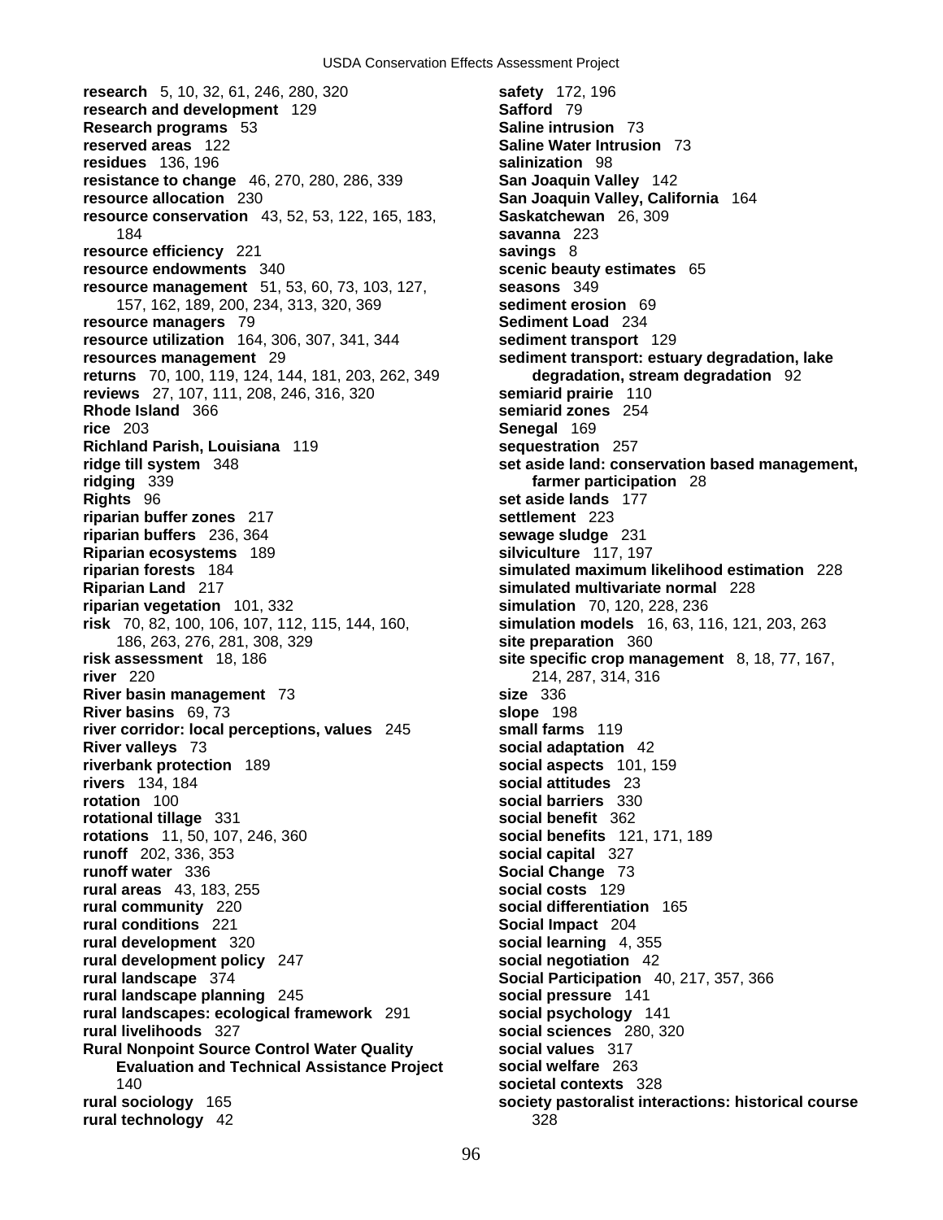**research** 5, 10, 32, 61, 246, 280, 320
**research and development** 129
**Research programs** 53
**reserved areas** 122
**residues** 136, 196
**resistance to change** 46, 270, 280, 286, 339
**resource allocation** 230
**resource conservation** 43, 52, 53, 122, 165, 183, 184
**resource efficiency** 221
**resource endowments** 340
**resource management** 51, 53, 60, 73, 103, 127, 157, 162, 189, 200, 234, 313, 320, 369
**resource managers** 79
**resource utilization** 164, 306, 307, 341, 344
**resources management** 29
**returns** 70, 100, 119, 124, 144, 181, 203, 262, 349
**reviews** 27, 107, 111, 208, 246, 316, 320
**Rhode Island** 366
**rice** 203
**Richland Parish, Louisiana** 119
**ridge till system** 348
**ridging** 339
**Rights** 96
**riparian buffer zones** 217
**riparian buffers** 236, 364
**Riparian ecosystems** 189
**riparian forests** 184
**Riparian Land** 217
**riparian vegetation** 101, 332
**risk** 70, 82, 100, 106, 107, 112, 115, 144, 160, 186, 263, 276, 281, 308, 329
**risk assessment** 18, 186
**river** 220
**River basin management** 73
**River basins** 69, 73
**river corridor: local perceptions, values** 245
**River valleys** 73
**riverbank protection** 189
**rivers** 134, 184
**rotation** 100
**rotational tillage** 331
**rotations** 11, 50, 107, 246, 360
**runoff** 202, 336, 353
**runoff water** 336
**rural areas** 43, 183, 255
**rural community** 220
**rural conditions** 221
**rural development** 320
**rural development policy** 247
**rural landscape** 374
**rural landscape planning** 245
**rural landscapes: ecological framework** 291
**rural livelihoods** 327
**Rural Nonpoint Source Control Water Quality Evaluation and Technical Assistance Project** 140
**rural sociology** 165
**rural technology** 42
**safety** 172, 196
**Safford** 79
**Saline intrusion** 73
**Saline Water Intrusion** 73
**salinization** 98
**San Joaquin Valley** 142
**San Joaquin Valley, California** 164
**Saskatchewan** 26, 309
**savanna** 223
**savings** 8
**scenic beauty estimates** 65
**seasons** 349
**sediment erosion** 69
**Sediment Load** 234
**sediment transport** 129
**sediment transport: estuary degradation, lake degradation, stream degradation** 92
**semiarid prairie** 110
**semiarid zones** 254
**Senegal** 169
**sequestration** 257
**set aside land: conservation based management, farmer participation** 28
**set aside lands** 177
**settlement** 223
**sewage sludge** 231
**silviculture** 117, 197
**simulated maximum likelihood estimation** 228
**simulated multivariate normal** 228
**simulation** 70, 120, 228, 236
**simulation models** 16, 63, 116, 121, 203, 263
**site preparation** 360
**site specific crop management** 8, 18, 77, 167, 214, 287, 314, 316
**size** 336
**slope** 198
**small farms** 119
**social adaptation** 42
**social aspects** 101, 159
**social attitudes** 23
**social barriers** 330
**social benefit** 362
**social benefits** 121, 171, 189
**social capital** 327
**Social Change** 73
**social costs** 129
**social differentiation** 165
**Social Impact** 204
**social learning** 4, 355
**social negotiation** 42
**Social Participation** 40, 217, 357, 366
**social pressure** 141
**social psychology** 141
**social sciences** 280, 320
**social values** 317
**social welfare** 263
**societal contexts** 328
**society pastoralist interactions: historical course** 328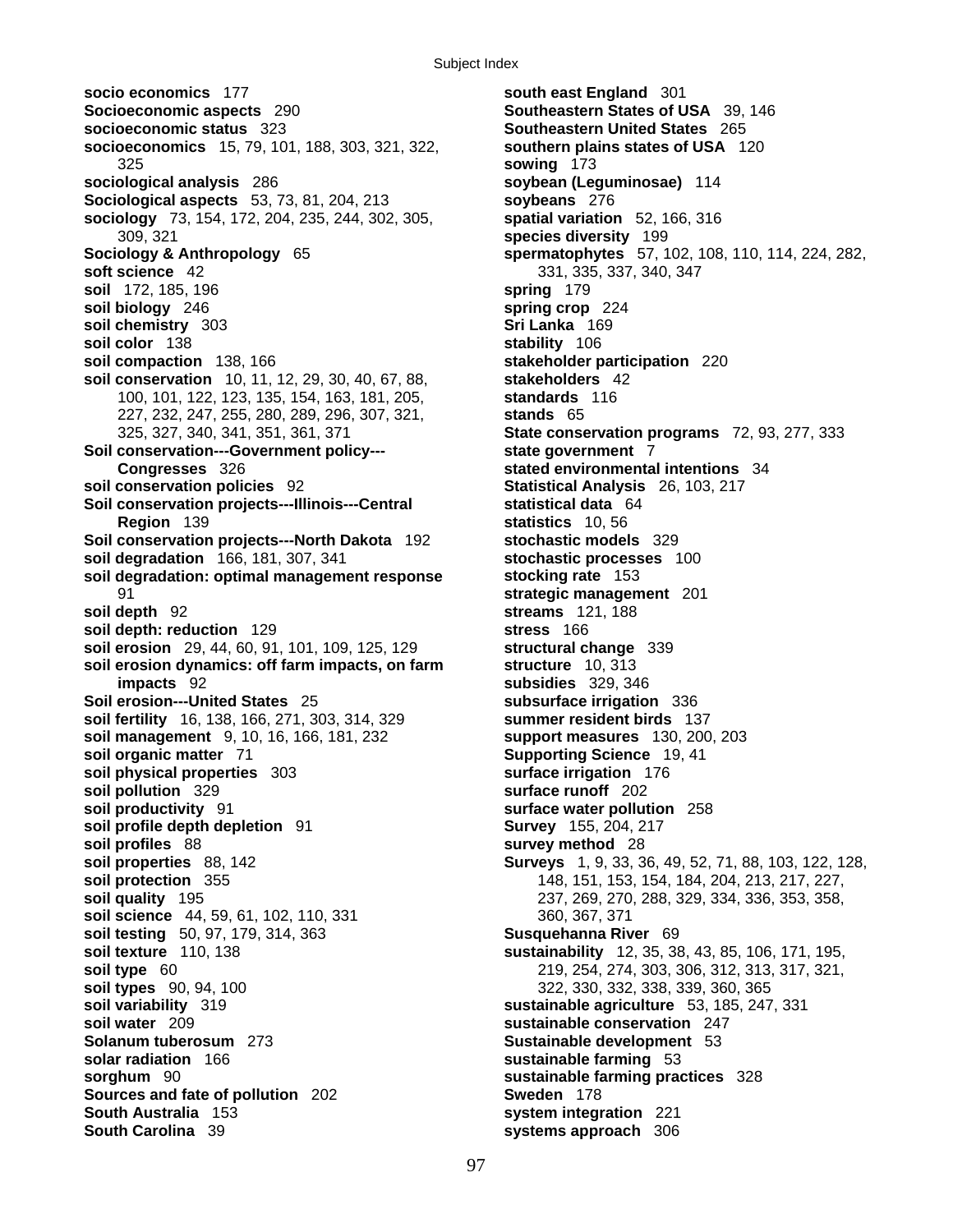**socio economics** 177
**Socioeconomic aspects** 290
**socioeconomic status** 323
**socioeconomics** 15, 79, 101, 188, 303, 321, 322, 325
**sociological analysis** 286
**Sociological aspects** 53, 73, 81, 204, 213
**sociology** 73, 154, 172, 204, 235, 244, 302, 305, 309, 321
**Sociology & Anthropology** 65
**soft science** 42
**soil** 172, 185, 196
**soil biology** 246
**soil chemistry** 303
**soil color** 138
**soil compaction** 138, 166
**soil conservation** 10, 11, 12, 29, 30, 40, 67, 88, 100, 101, 122, 123, 135, 154, 163, 181, 205, 227, 232, 247, 255, 280, 289, 296, 307, 321, 325, 327, 340, 341, 351, 361, 371
**Soil conservation---Government policy---Congresses** 326
**soil conservation policies** 92
**Soil conservation projects---Illinois---Central Region** 139
**Soil conservation projects---North Dakota** 192
**soil degradation** 166, 181, 307, 341
**soil degradation: optimal management response** 91
**soil depth** 92
**soil depth: reduction** 129
**soil erosion** 29, 44, 60, 91, 101, 109, 125, 129
**soil erosion dynamics: off farm impacts, on farm impacts** 92
**Soil erosion---United States** 25
**soil fertility** 16, 138, 166, 271, 303, 314, 329
**soil management** 9, 10, 16, 166, 181, 232
**soil organic matter** 71
**soil physical properties** 303
**soil pollution** 329
**soil productivity** 91
**soil profile depth depletion** 91
**soil profiles** 88
**soil properties** 88, 142
**soil protection** 355
**soil quality** 195
**soil science** 44, 59, 61, 102, 110, 331
**soil testing** 50, 97, 179, 314, 363
**soil texture** 110, 138
**soil type** 60
**soil types** 90, 94, 100
**soil variability** 319
**soil water** 209
**Solanum tuberosum** 273
**solar radiation** 166
**sorghum** 90
**Sources and fate of pollution** 202
**South Australia** 153
**South Carolina** 39
**south east England** 301
**Southeastern States of USA** 39, 146
**Southeastern United States** 265
**southern plains states of USA** 120
**sowing** 173
**soybean (Leguminosae)** 114
**soybeans** 276
**spatial variation** 52, 166, 316
**species diversity** 199
**spermatophytes** 57, 102, 108, 110, 114, 224, 282, 331, 335, 337, 340, 347
**spring** 179
**spring crop** 224
**Sri Lanka** 169
**stability** 106
**stakeholder participation** 220
**stakeholders** 42
**standards** 116
**stands** 65
**State conservation programs** 72, 93, 277, 333
**state government** 7
**stated environmental intentions** 34
**Statistical Analysis** 26, 103, 217
**statistical data** 64
**statistics** 10, 56
**stochastic models** 329
**stochastic processes** 100
**stocking rate** 153
**strategic management** 201
**streams** 121, 188
**stress** 166
**structural change** 339
**structure** 10, 313
**subsidies** 329, 346
**subsurface irrigation** 336
**summer resident birds** 137
**support measures** 130, 200, 203
**Supporting Science** 19, 41
**surface irrigation** 176
**surface runoff** 202
**surface water pollution** 258
**Survey** 155, 204, 217
**survey method** 28
**Surveys** 1, 9, 33, 36, 49, 52, 71, 88, 103, 122, 128, 148, 151, 153, 154, 184, 204, 213, 217, 227, 237, 269, 270, 288, 329, 334, 336, 353, 358, 360, 367, 371
**Susquehanna River** 69
**sustainability** 12, 35, 38, 43, 85, 106, 171, 195, 219, 254, 274, 303, 306, 312, 313, 317, 321, 322, 330, 332, 338, 339, 360, 365
**sustainable agriculture** 53, 185, 247, 331
**sustainable conservation** 247
**Sustainable development** 53
**sustainable farming** 53
**sustainable farming practices** 328
**Sweden** 178
**system integration** 221
**systems approach** 306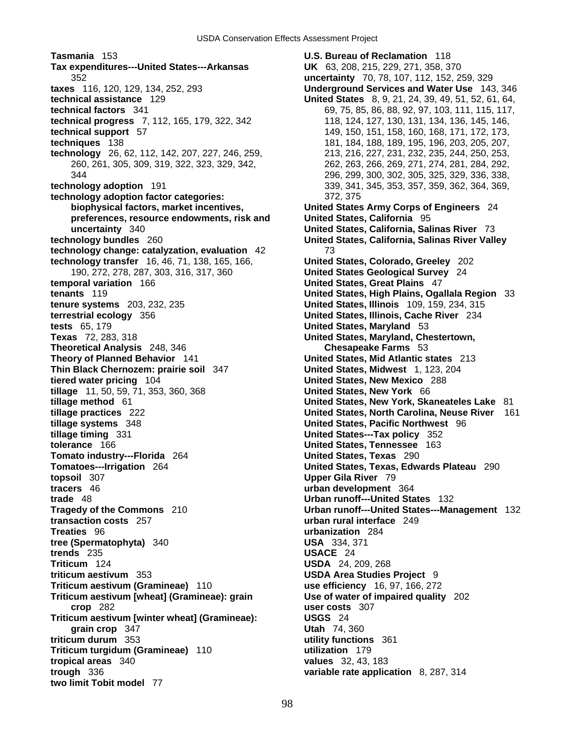**Tasmania** 153
**Tax expenditures---United States---Arkansas** 352
**taxes** 116, 120, 129, 134, 252, 293
**technical assistance** 129
**technical factors** 341
**technical progress** 7, 112, 165, 179, 322, 342
**technical support** 57
**techniques** 138
**technology** 26, 62, 112, 142, 207, 227, 246, 259, 260, 261, 305, 309, 319, 322, 323, 329, 342, 344
**technology adoption** 191
**technology adoption factor categories: biophysical factors, market incentives, preferences, resource endowments, risk and uncertainty** 340
**technology bundles** 260
**technology change: catalyzation, evaluation** 42
**technology transfer** 16, 46, 71, 138, 165, 166, 190, 272, 278, 287, 303, 316, 317, 360
**temporal variation** 166
**tenants** 119
**tenure systems** 203, 232, 235
**terrestrial ecology** 356
**tests** 65, 179
**Texas** 72, 283, 318
**Theoretical Analysis** 248, 346
**Theory of Planned Behavior** 141
**Thin Black Chernozem: prairie soil** 347
**tiered water pricing** 104
**tillage** 11, 50, 59, 71, 353, 360, 368
**tillage method** 61
**tillage practices** 222
**tillage systems** 348
**tillage timing** 331
**tolerance** 166
**Tomato industry---Florida** 264
**Tomatoes---Irrigation** 264
**topsoil** 307
**tracers** 46
**trade** 48
**Tragedy of the Commons** 210
**transaction costs** 257
**Treaties** 96
**tree (Spermatophyta)** 340
**trends** 235
**Triticum** 124
**triticum aestivum** 353
**Triticum aestivum (Gramineae)** 110
**Triticum aestivum [wheat] (Gramineae): grain crop** 282
**Triticum aestivum [winter wheat] (Gramineae): grain crop** 347
**triticum durum** 353
**Triticum turgidum (Gramineae)** 110
**tropical areas** 340
**trough** 336
**two limit Tobit model** 77
**U.S. Bureau of Reclamation** 118
**UK** 63, 208, 215, 229, 271, 358, 370
**uncertainty** 70, 78, 107, 112, 152, 259, 329
**Underground Services and Water Use** 143, 346
**United States** 8, 9, 21, 24, 39, 49, 51, 52, 61, 64, 69, 75, 85, 86, 88, 92, 97, 103, 111, 115, 117, 118, 124, 127, 130, 131, 134, 136, 145, 146, 149, 150, 151, 158, 160, 168, 171, 172, 173, 181, 184, 188, 189, 195, 196, 203, 205, 207, 213, 216, 227, 231, 232, 235, 244, 250, 253, 262, 263, 266, 269, 271, 274, 281, 284, 292, 296, 299, 300, 302, 305, 325, 329, 336, 338, 339, 341, 345, 353, 357, 359, 362, 364, 369, 372, 375
**United States Army Corps of Engineers** 24
**United States, California** 95
**United States, California, Salinas River** 73
**United States, California, Salinas River Valley** 73
**United States, Colorado, Greeley** 202
**United States Geological Survey** 24
**United States, Great Plains** 47
**United States, High Plains, Ogallala Region** 33
**United States, Illinois** 109, 159, 234, 315
**United States, Illinois, Cache River** 234
**United States, Maryland** 53
**United States, Maryland, Chestertown, Chesapeake Farms** 53
**United States, Mid Atlantic states** 213
**United States, Midwest** 1, 123, 204
**United States, New Mexico** 288
**United States, New York** 66
**United States, New York, Skaneateles Lake** 81
**United States, North Carolina, Neuse River** 161
**United States, Pacific Northwest** 96
**United States---Tax policy** 352
**United States, Tennessee** 163
**United States, Texas** 290
**United States, Texas, Edwards Plateau** 290
**Upper Gila River** 79
**urban development** 364
**Urban runoff---United States** 132
**Urban runoff---United States---Management** 132
**urban rural interface** 249
**urbanization** 284
**USA** 334, 371
**USACE** 24
**USDA** 24, 209, 268
**USDA Area Studies Project** 9
**use efficiency** 16, 97, 166, 272
**Use of water of impaired quality** 202
**user costs** 307
**USGS** 24
**Utah** 74, 360
**utility functions** 361
**utilization** 179
**values** 32, 43, 183
**variable rate application** 8, 287, 314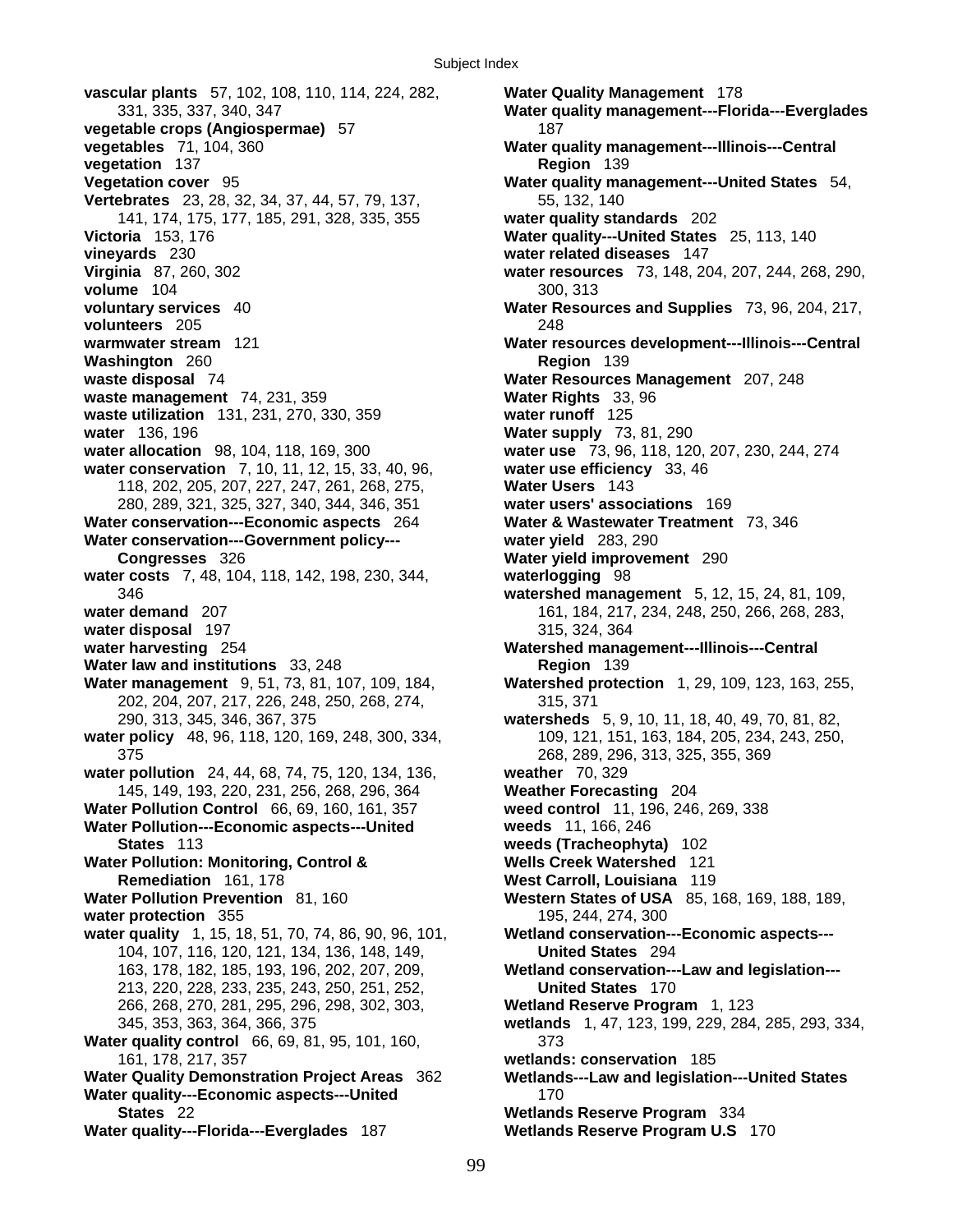**vascular plants** 57, 102, 108, 110, 114, 224, 282, 331, 335, 337, 340, 347
**vegetable crops (Angiospermae)** 57
**vegetables** 71, 104, 360
**vegetation** 137
**Vegetation cover** 95
**Vertebrates** 23, 28, 32, 34, 37, 44, 57, 79, 137, 141, 174, 175, 177, 185, 291, 328, 335, 355
**Victoria** 153, 176
**vineyards** 230
**Virginia** 87, 260, 302
**volume** 104
**voluntary services** 40
**volunteers** 205
**warmwater stream** 121
**Washington** 260
**waste disposal** 74
**waste management** 74, 231, 359
**waste utilization** 131, 231, 270, 330, 359
**water** 136, 196
**water allocation** 98, 104, 118, 169, 300
**water conservation** 7, 10, 11, 12, 15, 33, 40, 96, 118, 202, 205, 207, 227, 247, 261, 268, 275, 280, 289, 321, 325, 327, 340, 344, 346, 351
**Water conservation---Economic aspects** 264
**Water conservation---Government policy---Congresses** 326
**water costs** 7, 48, 104, 118, 142, 198, 230, 344, 346
**water demand** 207
**water disposal** 197
**water harvesting** 254
**Water law and institutions** 33, 248
**Water management** 9, 51, 73, 81, 107, 109, 184, 202, 204, 207, 217, 226, 248, 250, 268, 274, 290, 313, 345, 346, 367, 375
**water policy** 48, 96, 118, 120, 169, 248, 300, 334, 375
**water pollution** 24, 44, 68, 74, 75, 120, 134, 136, 145, 149, 193, 220, 231, 256, 268, 296, 364
**Water Pollution Control** 66, 69, 160, 161, 357
**Water Pollution---Economic aspects---United States** 113
**Water Pollution: Monitoring, Control & Remediation** 161, 178
**Water Pollution Prevention** 81, 160
**water protection** 355
**water quality** 1, 15, 18, 51, 70, 74, 86, 90, 96, 101, 104, 107, 116, 120, 121, 134, 136, 148, 149, 163, 178, 182, 185, 193, 196, 202, 207, 209, 213, 220, 228, 233, 235, 243, 250, 251, 252, 266, 268, 270, 281, 295, 296, 298, 302, 303, 345, 353, 363, 364, 366, 375
**Water quality control** 66, 69, 81, 95, 101, 160, 161, 178, 217, 357
**Water Quality Demonstration Project Areas** 362
**Water quality---Economic aspects---United States** 22
**Water quality---Florida---Everglades** 187
**Water Quality Management** 178
**Water quality management---Florida---Everglades** 187
**Water quality management---Illinois---Central Region** 139
**Water quality management---United States** 54, 55, 132, 140
**water quality standards** 202
**Water quality---United States** 25, 113, 140
**water related diseases** 147
**water resources** 73, 148, 204, 207, 244, 268, 290, 300, 313
**Water Resources and Supplies** 73, 96, 204, 217, 248
**Water resources development---Illinois---Central Region** 139
**Water Resources Management** 207, 248
**Water Rights** 33, 96
**water runoff** 125
**Water supply** 73, 81, 290
**water use** 73, 96, 118, 120, 207, 230, 244, 274
**water use efficiency** 33, 46
**Water Users** 143
**water users' associations** 169
**Water & Wastewater Treatment** 73, 346
**water yield** 283, 290
**Water yield improvement** 290
**waterlogging** 98
**watershed management** 5, 12, 15, 24, 81, 109, 161, 184, 217, 234, 248, 250, 266, 268, 283, 315, 324, 364
**Watershed management---Illinois---Central Region** 139
**Watershed protection** 1, 29, 109, 123, 163, 255, 315, 371
**watersheds** 5, 9, 10, 11, 18, 40, 49, 70, 81, 82, 109, 121, 151, 163, 184, 205, 234, 243, 250, 268, 289, 296, 313, 325, 355, 369
**weather** 70, 329
**Weather Forecasting** 204
**weed control** 11, 196, 246, 269, 338
**weeds** 11, 166, 246
**weeds (Tracheophyta)** 102
**Wells Creek Watershed** 121
**West Carroll, Louisiana** 119
**Western States of USA** 85, 168, 169, 188, 189, 195, 244, 274, 300
**Wetland conservation---Economic aspects---United States** 294
**Wetland conservation---Law and legislation---United States** 170
**Wetland Reserve Program** 1, 123
**wetlands** 1, 47, 123, 199, 229, 284, 285, 293, 334, 373
**wetlands: conservation** 185
**Wetlands---Law and legislation---United States** 170
**Wetlands Reserve Program** 334
**Wetlands Reserve Program U.S** 170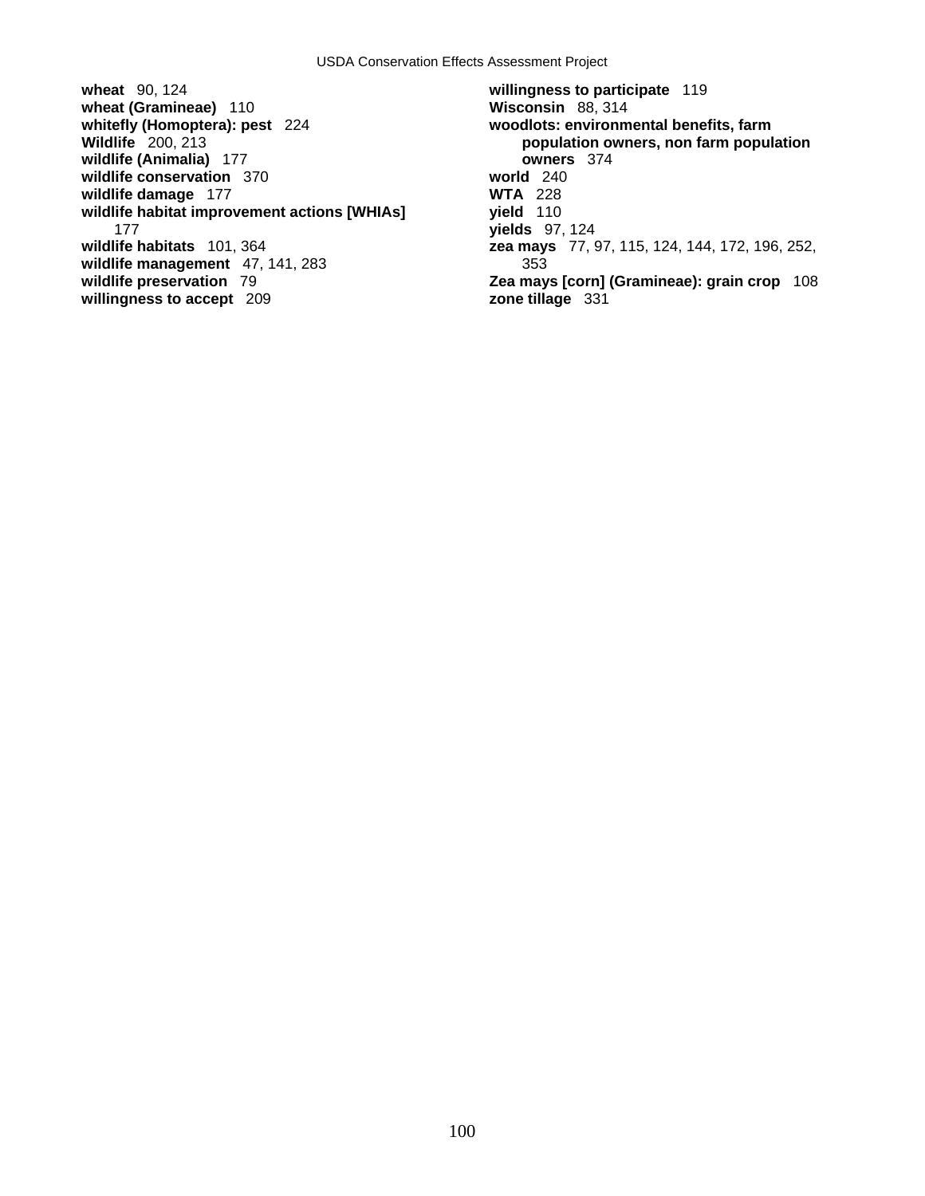**wheat** 90, 124
**wheat (Gramineae)** 110
**whitefly (Homoptera): pest** 224
**Wildlife** 200, 213
**wildlife (Animalia)** 177
**wildlife conservation** 370
**wildlife damage** 177
**wildlife habitat improvement actions [WHIAs]** 177
**wildlife habitats** 101, 364
**wildlife management** 47, 141, 283
**wildlife preservation** 79
**willingness to accept** 209
**willingness to participate** 119
**Wisconsin** 88, 314
**woodlots: environmental benefits, farm population owners, non farm population owners** 374
**world** 240
**WTA** 228
**yield** 110
**yields** 97, 124
**zea mays** 77, 97, 115, 124, 144, 172, 196, 252, 353
**Zea mays [corn] (Gramineae): grain crop** 108
**zone tillage** 331